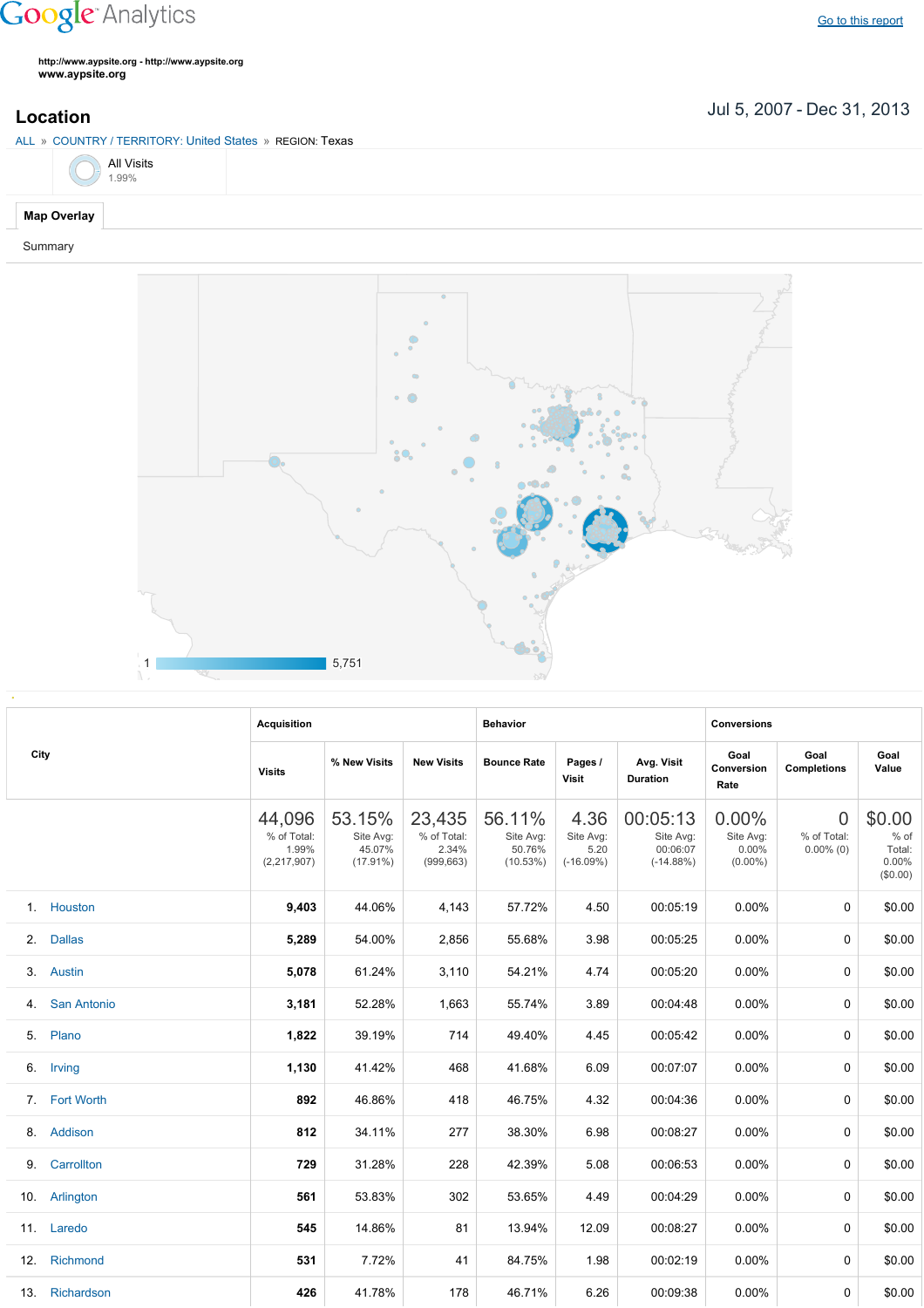Google Analytics

Go to this report

http://www.aypsite.org - http://www.aypsite.org
www.aypsite.org

# Location

Jul 5, 2007 - Dec 31, 2013

ALL » COUNTRY / TERRITORY: United States » REGION: Texas

All Visits
1.99%

**Map Overlay**

Summary

1 — 5,751

| City | Acquisition | | | Behavior | | | Conversions | | |
|---|---|---|---|---|---|---|---|---|---|
| | Visits | % New Visits | New Visits | Bounce Rate | Pages / Visit | Avg. Visit Duration | Goal Conversion Rate | Goal Completions | Goal Value |
| | 44,096 % of Total: 1.99% (2,217,907) | 53.15% Site Avg: 45.07% (17.91%) | 23,435 % of Total: 2.34% (999,663) | 56.11% Site Avg: 50.76% (10.53%) | 4.36 Site Avg: 5.20 (-16.09%) | 00:05:13 Site Avg: 00:06:07 (-14.88%) | 0.00% Site Avg: 0.00% (0.00%) | 0 % of Total: 0.00% (0) | $0.00 % of Total: 0.00% ($0.00) |
| 1. Houston | **9,403** | 44.06% | 4,143 | 57.72% | 4.50 | 00:05:19 | 0.00% | 0 | $0.00 |
| 2. Dallas | **5,289** | 54.00% | 2,856 | 55.68% | 3.98 | 00:05:25 | 0.00% | 0 | $0.00 |
| 3. Austin | **5,078** | 61.24% | 3,110 | 54.21% | 4.74 | 00:05:20 | 0.00% | 0 | $0.00 |
| 4. San Antonio | **3,181** | 52.28% | 1,663 | 55.74% | 3.89 | 00:04:48 | 0.00% | 0 | $0.00 |
| 5. Plano | **1,822** | 39.19% | 714 | 49.40% | 4.45 | 00:05:42 | 0.00% | 0 | $0.00 |
| 6. Irving | **1,130** | 41.42% | 468 | 41.68% | 6.09 | 00:07:07 | 0.00% | 0 | $0.00 |
| 7. Fort Worth | **892** | 46.86% | 418 | 46.75% | 4.32 | 00:04:36 | 0.00% | 0 | $0.00 |
| 8. Addison | **812** | 34.11% | 277 | 38.30% | 6.98 | 00:08:27 | 0.00% | 0 | $0.00 |
| 9. Carrollton | **729** | 31.28% | 228 | 42.39% | 5.08 | 00:06:53 | 0.00% | 0 | $0.00 |
| 10. Arlington | **561** | 53.83% | 302 | 53.65% | 4.49 | 00:04:29 | 0.00% | 0 | $0.00 |
| 11. Laredo | **545** | 14.86% | 81 | 13.94% | 12.09 | 00:08:27 | 0.00% | 0 | $0.00 |
| 12. Richmond | **531** | 7.72% | 41 | 84.75% | 1.98 | 00:02:19 | 0.00% | 0 | $0.00 |
| 13. Richardson | **426** | 41.78% | 178 | 46.71% | 6.26 | 00:09:38 | 0.00% | 0 | $0.00 |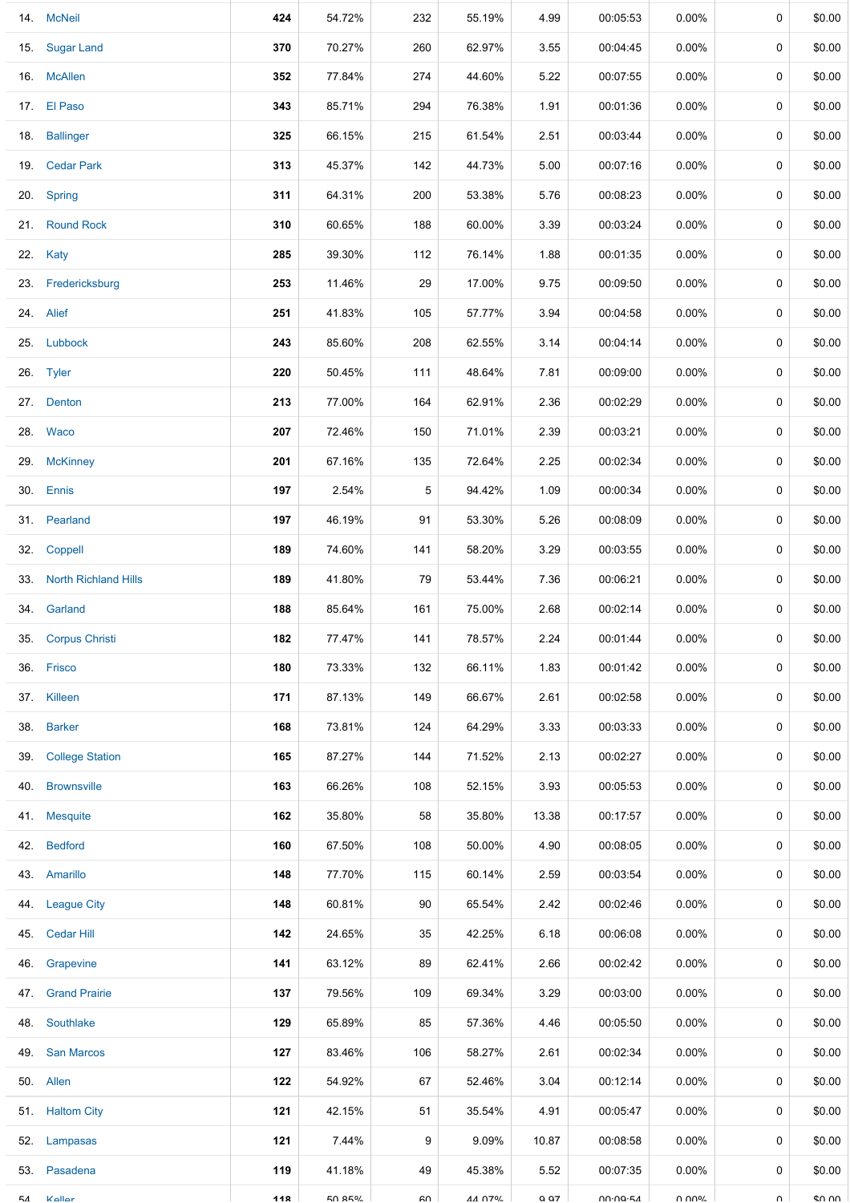| | | | | | | | | | |
|---|---|---|---|---|---|---|---|---|---|
| 14. | McNeil | **424** | 54.72% | 232 | 55.19% | 4.99 | 00:05:53 | 0.00% | 0 | $0.00 |
| 15. | Sugar Land | **370** | 70.27% | 260 | 62.97% | 3.55 | 00:04:45 | 0.00% | 0 | $0.00 |
| 16. | McAllen | **352** | 77.84% | 274 | 44.60% | 5.22 | 00:07:55 | 0.00% | 0 | $0.00 |
| 17. | El Paso | **343** | 85.71% | 294 | 76.38% | 1.91 | 00:01:36 | 0.00% | 0 | $0.00 |
| 18. | Ballinger | **325** | 66.15% | 215 | 61.54% | 2.51 | 00:03:44 | 0.00% | 0 | $0.00 |
| 19. | Cedar Park | **313** | 45.37% | 142 | 44.73% | 5.00 | 00:07:16 | 0.00% | 0 | $0.00 |
| 20. | Spring | **311** | 64.31% | 200 | 53.38% | 5.76 | 00:08:23 | 0.00% | 0 | $0.00 |
| 21. | Round Rock | **310** | 60.65% | 188 | 60.00% | 3.39 | 00:03:24 | 0.00% | 0 | $0.00 |
| 22. | Katy | **285** | 39.30% | 112 | 76.14% | 1.88 | 00:01:35 | 0.00% | 0 | $0.00 |
| 23. | Fredericksburg | **253** | 11.46% | 29 | 17.00% | 9.75 | 00:09:50 | 0.00% | 0 | $0.00 |
| 24. | Alief | **251** | 41.83% | 105 | 57.77% | 3.94 | 00:04:58 | 0.00% | 0 | $0.00 |
| 25. | Lubbock | **243** | 85.60% | 208 | 62.55% | 3.14 | 00:04:14 | 0.00% | 0 | $0.00 |
| 26. | Tyler | **220** | 50.45% | 111 | 48.64% | 7.81 | 00:09:00 | 0.00% | 0 | $0.00 |
| 27. | Denton | **213** | 77.00% | 164 | 62.91% | 2.36 | 00:02:29 | 0.00% | 0 | $0.00 |
| 28. | Waco | **207** | 72.46% | 150 | 71.01% | 2.39 | 00:03:21 | 0.00% | 0 | $0.00 |
| 29. | McKinney | **201** | 67.16% | 135 | 72.64% | 2.25 | 00:02:34 | 0.00% | 0 | $0.00 |
| 30. | Ennis | **197** | 2.54% | 5 | 94.42% | 1.09 | 00:00:34 | 0.00% | 0 | $0.00 |
| 31. | Pearland | **197** | 46.19% | 91 | 53.30% | 5.26 | 00:08:09 | 0.00% | 0 | $0.00 |
| 32. | Coppell | **189** | 74.60% | 141 | 58.20% | 3.29 | 00:03:55 | 0.00% | 0 | $0.00 |
| 33. | North Richland Hills | **189** | 41.80% | 79 | 53.44% | 7.36 | 00:06:21 | 0.00% | 0 | $0.00 |
| 34. | Garland | **188** | 85.64% | 161 | 75.00% | 2.68 | 00:02:14 | 0.00% | 0 | $0.00 |
| 35. | Corpus Christi | **182** | 77.47% | 141 | 78.57% | 2.24 | 00:01:44 | 0.00% | 0 | $0.00 |
| 36. | Frisco | **180** | 73.33% | 132 | 66.11% | 1.83 | 00:01:42 | 0.00% | 0 | $0.00 |
| 37. | Killeen | **171** | 87.13% | 149 | 66.67% | 2.61 | 00:02:58 | 0.00% | 0 | $0.00 |
| 38. | Barker | **168** | 73.81% | 124 | 64.29% | 3.33 | 00:03:33 | 0.00% | 0 | $0.00 |
| 39. | College Station | **165** | 87.27% | 144 | 71.52% | 2.13 | 00:02:27 | 0.00% | 0 | $0.00 |
| 40. | Brownsville | **163** | 66.26% | 108 | 52.15% | 3.93 | 00:05:53 | 0.00% | 0 | $0.00 |
| 41. | Mesquite | **162** | 35.80% | 58 | 35.80% | 13.38 | 00:17:57 | 0.00% | 0 | $0.00 |
| 42. | Bedford | **160** | 67.50% | 108 | 50.00% | 4.90 | 00:08:05 | 0.00% | 0 | $0.00 |
| 43. | Amarillo | **148** | 77.70% | 115 | 60.14% | 2.59 | 00:03:54 | 0.00% | 0 | $0.00 |
| 44. | League City | **148** | 60.81% | 90 | 65.54% | 2.42 | 00:02:46 | 0.00% | 0 | $0.00 |
| 45. | Cedar Hill | **142** | 24.65% | 35 | 42.25% | 6.18 | 00:06:08 | 0.00% | 0 | $0.00 |
| 46. | Grapevine | **141** | 63.12% | 89 | 62.41% | 2.66 | 00:02:42 | 0.00% | 0 | $0.00 |
| 47. | Grand Prairie | **137** | 79.56% | 109 | 69.34% | 3.29 | 00:03:00 | 0.00% | 0 | $0.00 |
| 48. | Southlake | **129** | 65.89% | 85 | 57.36% | 4.46 | 00:05:50 | 0.00% | 0 | $0.00 |
| 49. | San Marcos | **127** | 83.46% | 106 | 58.27% | 2.61 | 00:02:34 | 0.00% | 0 | $0.00 |
| 50. | Allen | **122** | 54.92% | 67 | 52.46% | 3.04 | 00:12:14 | 0.00% | 0 | $0.00 |
| 51. | Haltom City | **121** | 42.15% | 51 | 35.54% | 4.91 | 00:05:47 | 0.00% | 0 | $0.00 |
| 52. | Lampasas | **121** | 7.44% | 9 | 9.09% | 10.87 | 00:08:58 | 0.00% | 0 | $0.00 |
| 53. | Pasadena | **119** | 41.18% | 49 | 45.38% | 5.52 | 00:07:35 | 0.00% | 0 | $0.00 |
| 54. | Keller | **118** | 50.85% | 60 | 44.07% | 9.97 | 00:09:54 | 0.00% | 0 | $0.00 |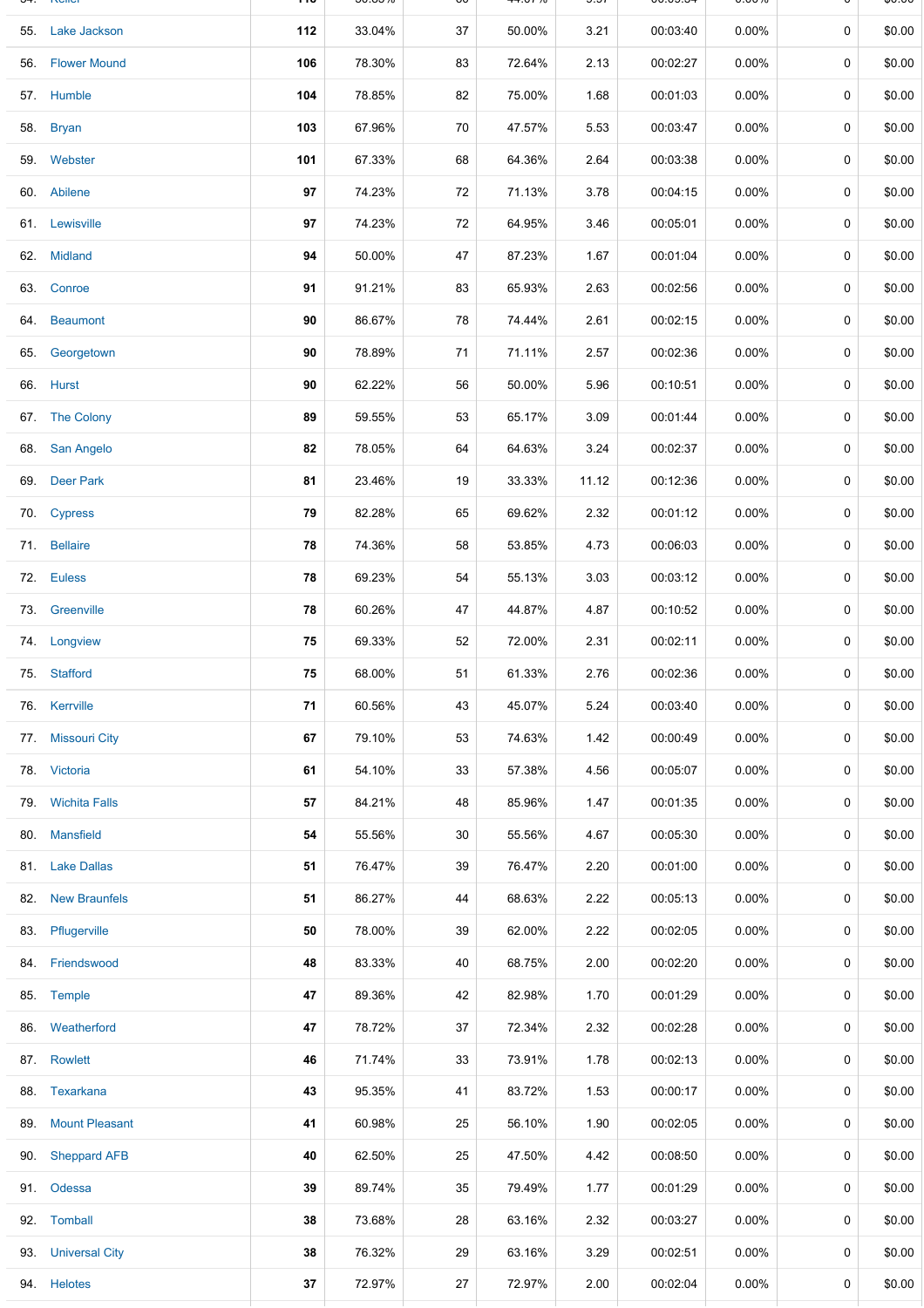| | | | | | | | | | |
|---|---|---|---|---|---|---|---|---|---|
| 55. | Lake Jackson | **112** | 33.04% | 37 | 50.00% | 3.21 | 00:03:40 | 0.00% | 0 | $0.00 |
| 56. | Flower Mound | **106** | 78.30% | 83 | 72.64% | 2.13 | 00:02:27 | 0.00% | 0 | $0.00 |
| 57. | Humble | **104** | 78.85% | 82 | 75.00% | 1.68 | 00:01:03 | 0.00% | 0 | $0.00 |
| 58. | Bryan | **103** | 67.96% | 70 | 47.57% | 5.53 | 00:03:47 | 0.00% | 0 | $0.00 |
| 59. | Webster | **101** | 67.33% | 68 | 64.36% | 2.64 | 00:03:38 | 0.00% | 0 | $0.00 |
| 60. | Abilene | **97** | 74.23% | 72 | 71.13% | 3.78 | 00:04:15 | 0.00% | 0 | $0.00 |
| 61. | Lewisville | **97** | 74.23% | 72 | 64.95% | 3.46 | 00:05:01 | 0.00% | 0 | $0.00 |
| 62. | Midland | **94** | 50.00% | 47 | 87.23% | 1.67 | 00:01:04 | 0.00% | 0 | $0.00 |
| 63. | Conroe | **91** | 91.21% | 83 | 65.93% | 2.63 | 00:02:56 | 0.00% | 0 | $0.00 |
| 64. | Beaumont | **90** | 86.67% | 78 | 74.44% | 2.61 | 00:02:15 | 0.00% | 0 | $0.00 |
| 65. | Georgetown | **90** | 78.89% | 71 | 71.11% | 2.57 | 00:02:36 | 0.00% | 0 | $0.00 |
| 66. | Hurst | **90** | 62.22% | 56 | 50.00% | 5.96 | 00:10:51 | 0.00% | 0 | $0.00 |
| 67. | The Colony | **89** | 59.55% | 53 | 65.17% | 3.09 | 00:01:44 | 0.00% | 0 | $0.00 |
| 68. | San Angelo | **82** | 78.05% | 64 | 64.63% | 3.24 | 00:02:37 | 0.00% | 0 | $0.00 |
| 69. | Deer Park | **81** | 23.46% | 19 | 33.33% | 11.12 | 00:12:36 | 0.00% | 0 | $0.00 |
| 70. | Cypress | **79** | 82.28% | 65 | 69.62% | 2.32 | 00:01:12 | 0.00% | 0 | $0.00 |
| 71. | Bellaire | **78** | 74.36% | 58 | 53.85% | 4.73 | 00:06:03 | 0.00% | 0 | $0.00 |
| 72. | Euless | **78** | 69.23% | 54 | 55.13% | 3.03 | 00:03:12 | 0.00% | 0 | $0.00 |
| 73. | Greenville | **78** | 60.26% | 47 | 44.87% | 4.87 | 00:10:52 | 0.00% | 0 | $0.00 |
| 74. | Longview | **75** | 69.33% | 52 | 72.00% | 2.31 | 00:02:11 | 0.00% | 0 | $0.00 |
| 75. | Stafford | **75** | 68.00% | 51 | 61.33% | 2.76 | 00:02:36 | 0.00% | 0 | $0.00 |
| 76. | Kerrville | **71** | 60.56% | 43 | 45.07% | 5.24 | 00:03:40 | 0.00% | 0 | $0.00 |
| 77. | Missouri City | **67** | 79.10% | 53 | 74.63% | 1.42 | 00:00:49 | 0.00% | 0 | $0.00 |
| 78. | Victoria | **61** | 54.10% | 33 | 57.38% | 4.56 | 00:05:07 | 0.00% | 0 | $0.00 |
| 79. | Wichita Falls | **57** | 84.21% | 48 | 85.96% | 1.47 | 00:01:35 | 0.00% | 0 | $0.00 |
| 80. | Mansfield | **54** | 55.56% | 30 | 55.56% | 4.67 | 00:05:30 | 0.00% | 0 | $0.00 |
| 81. | Lake Dallas | **51** | 76.47% | 39 | 76.47% | 2.20 | 00:01:00 | 0.00% | 0 | $0.00 |
| 82. | New Braunfels | **51** | 86.27% | 44 | 68.63% | 2.22 | 00:05:13 | 0.00% | 0 | $0.00 |
| 83. | Pflugerville | **50** | 78.00% | 39 | 62.00% | 2.22 | 00:02:05 | 0.00% | 0 | $0.00 |
| 84. | Friendswood | **48** | 83.33% | 40 | 68.75% | 2.00 | 00:02:20 | 0.00% | 0 | $0.00 |
| 85. | Temple | **47** | 89.36% | 42 | 82.98% | 1.70 | 00:01:29 | 0.00% | 0 | $0.00 |
| 86. | Weatherford | **47** | 78.72% | 37 | 72.34% | 2.32 | 00:02:28 | 0.00% | 0 | $0.00 |
| 87. | Rowlett | **46** | 71.74% | 33 | 73.91% | 1.78 | 00:02:13 | 0.00% | 0 | $0.00 |
| 88. | Texarkana | **43** | 95.35% | 41 | 83.72% | 1.53 | 00:00:17 | 0.00% | 0 | $0.00 |
| 89. | Mount Pleasant | **41** | 60.98% | 25 | 56.10% | 1.90 | 00:02:05 | 0.00% | 0 | $0.00 |
| 90. | Sheppard AFB | **40** | 62.50% | 25 | 47.50% | 4.42 | 00:08:50 | 0.00% | 0 | $0.00 |
| 91. | Odessa | **39** | 89.74% | 35 | 79.49% | 1.77 | 00:01:29 | 0.00% | 0 | $0.00 |
| 92. | Tomball | **38** | 73.68% | 28 | 63.16% | 2.32 | 00:03:27 | 0.00% | 0 | $0.00 |
| 93. | Universal City | **38** | 76.32% | 29 | 63.16% | 3.29 | 00:02:51 | 0.00% | 0 | $0.00 |
| 94. | Helotes | **37** | 72.97% | 27 | 72.97% | 2.00 | 00:02:04 | 0.00% | 0 | $0.00 |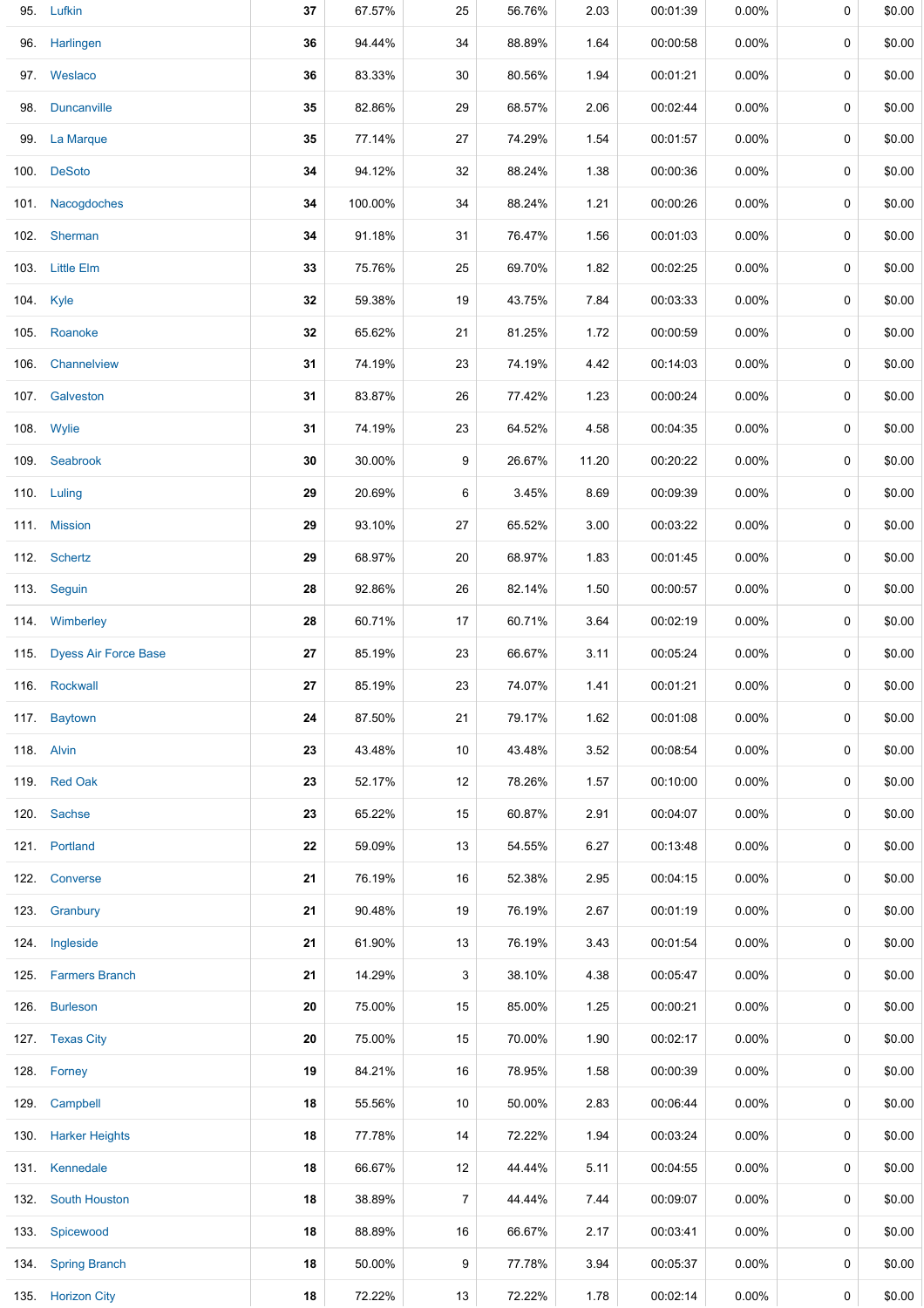| | | | | | | | | | | |
|---|---|---|---|---|---|---|---|---|---|---|
| 95. | Lufkin | 37 | 67.57% | 25 | 56.76% | 2.03 | 00:01:39 | 0.00% | 0 | $0.00 |
| 96. | Harlingen | 36 | 94.44% | 34 | 88.89% | 1.64 | 00:00:58 | 0.00% | 0 | $0.00 |
| 97. | Weslaco | 36 | 83.33% | 30 | 80.56% | 1.94 | 00:01:21 | 0.00% | 0 | $0.00 |
| 98. | Duncanville | 35 | 82.86% | 29 | 68.57% | 2.06 | 00:02:44 | 0.00% | 0 | $0.00 |
| 99. | La Marque | 35 | 77.14% | 27 | 74.29% | 1.54 | 00:01:57 | 0.00% | 0 | $0.00 |
| 100. | DeSoto | 34 | 94.12% | 32 | 88.24% | 1.38 | 00:00:36 | 0.00% | 0 | $0.00 |
| 101. | Nacogdoches | 34 | 100.00% | 34 | 88.24% | 1.21 | 00:00:26 | 0.00% | 0 | $0.00 |
| 102. | Sherman | 34 | 91.18% | 31 | 76.47% | 1.56 | 00:01:03 | 0.00% | 0 | $0.00 |
| 103. | Little Elm | 33 | 75.76% | 25 | 69.70% | 1.82 | 00:02:25 | 0.00% | 0 | $0.00 |
| 104. | Kyle | 32 | 59.38% | 19 | 43.75% | 7.84 | 00:03:33 | 0.00% | 0 | $0.00 |
| 105. | Roanoke | 32 | 65.62% | 21 | 81.25% | 1.72 | 00:00:59 | 0.00% | 0 | $0.00 |
| 106. | Channelview | 31 | 74.19% | 23 | 74.19% | 4.42 | 00:14:03 | 0.00% | 0 | $0.00 |
| 107. | Galveston | 31 | 83.87% | 26 | 77.42% | 1.23 | 00:00:24 | 0.00% | 0 | $0.00 |
| 108. | Wylie | 31 | 74.19% | 23 | 64.52% | 4.58 | 00:04:35 | 0.00% | 0 | $0.00 |
| 109. | Seabrook | 30 | 30.00% | 9 | 26.67% | 11.20 | 00:20:22 | 0.00% | 0 | $0.00 |
| 110. | Luling | 29 | 20.69% | 6 | 3.45% | 8.69 | 00:09:39 | 0.00% | 0 | $0.00 |
| 111. | Mission | 29 | 93.10% | 27 | 65.52% | 3.00 | 00:03:22 | 0.00% | 0 | $0.00 |
| 112. | Schertz | 29 | 68.97% | 20 | 68.97% | 1.83 | 00:01:45 | 0.00% | 0 | $0.00 |
| 113. | Seguin | 28 | 92.86% | 26 | 82.14% | 1.50 | 00:00:57 | 0.00% | 0 | $0.00 |
| 114. | Wimberley | 28 | 60.71% | 17 | 60.71% | 3.64 | 00:02:19 | 0.00% | 0 | $0.00 |
| 115. | Dyess Air Force Base | 27 | 85.19% | 23 | 66.67% | 3.11 | 00:05:24 | 0.00% | 0 | $0.00 |
| 116. | Rockwall | 27 | 85.19% | 23 | 74.07% | 1.41 | 00:01:21 | 0.00% | 0 | $0.00 |
| 117. | Baytown | 24 | 87.50% | 21 | 79.17% | 1.62 | 00:01:08 | 0.00% | 0 | $0.00 |
| 118. | Alvin | 23 | 43.48% | 10 | 43.48% | 3.52 | 00:08:54 | 0.00% | 0 | $0.00 |
| 119. | Red Oak | 23 | 52.17% | 12 | 78.26% | 1.57 | 00:10:00 | 0.00% | 0 | $0.00 |
| 120. | Sachse | 23 | 65.22% | 15 | 60.87% | 2.91 | 00:04:07 | 0.00% | 0 | $0.00 |
| 121. | Portland | 22 | 59.09% | 13 | 54.55% | 6.27 | 00:13:48 | 0.00% | 0 | $0.00 |
| 122. | Converse | 21 | 76.19% | 16 | 52.38% | 2.95 | 00:04:15 | 0.00% | 0 | $0.00 |
| 123. | Granbury | 21 | 90.48% | 19 | 76.19% | 2.67 | 00:01:19 | 0.00% | 0 | $0.00 |
| 124. | Ingleside | 21 | 61.90% | 13 | 76.19% | 3.43 | 00:01:54 | 0.00% | 0 | $0.00 |
| 125. | Farmers Branch | 21 | 14.29% | 3 | 38.10% | 4.38 | 00:05:47 | 0.00% | 0 | $0.00 |
| 126. | Burleson | 20 | 75.00% | 15 | 85.00% | 1.25 | 00:00:21 | 0.00% | 0 | $0.00 |
| 127. | Texas City | 20 | 75.00% | 15 | 70.00% | 1.90 | 00:02:17 | 0.00% | 0 | $0.00 |
| 128. | Forney | 19 | 84.21% | 16 | 78.95% | 1.58 | 00:00:39 | 0.00% | 0 | $0.00 |
| 129. | Campbell | 18 | 55.56% | 10 | 50.00% | 2.83 | 00:06:44 | 0.00% | 0 | $0.00 |
| 130. | Harker Heights | 18 | 77.78% | 14 | 72.22% | 1.94 | 00:03:24 | 0.00% | 0 | $0.00 |
| 131. | Kennedale | 18 | 66.67% | 12 | 44.44% | 5.11 | 00:04:55 | 0.00% | 0 | $0.00 |
| 132. | South Houston | 18 | 38.89% | 7 | 44.44% | 7.44 | 00:09:07 | 0.00% | 0 | $0.00 |
| 133. | Spicewood | 18 | 88.89% | 16 | 66.67% | 2.17 | 00:03:41 | 0.00% | 0 | $0.00 |
| 134. | Spring Branch | 18 | 50.00% | 9 | 77.78% | 3.94 | 00:05:37 | 0.00% | 0 | $0.00 |
| 135. | Horizon City | 18 | 72.22% | 13 | 72.22% | 1.78 | 00:02:14 | 0.00% | 0 | $0.00 |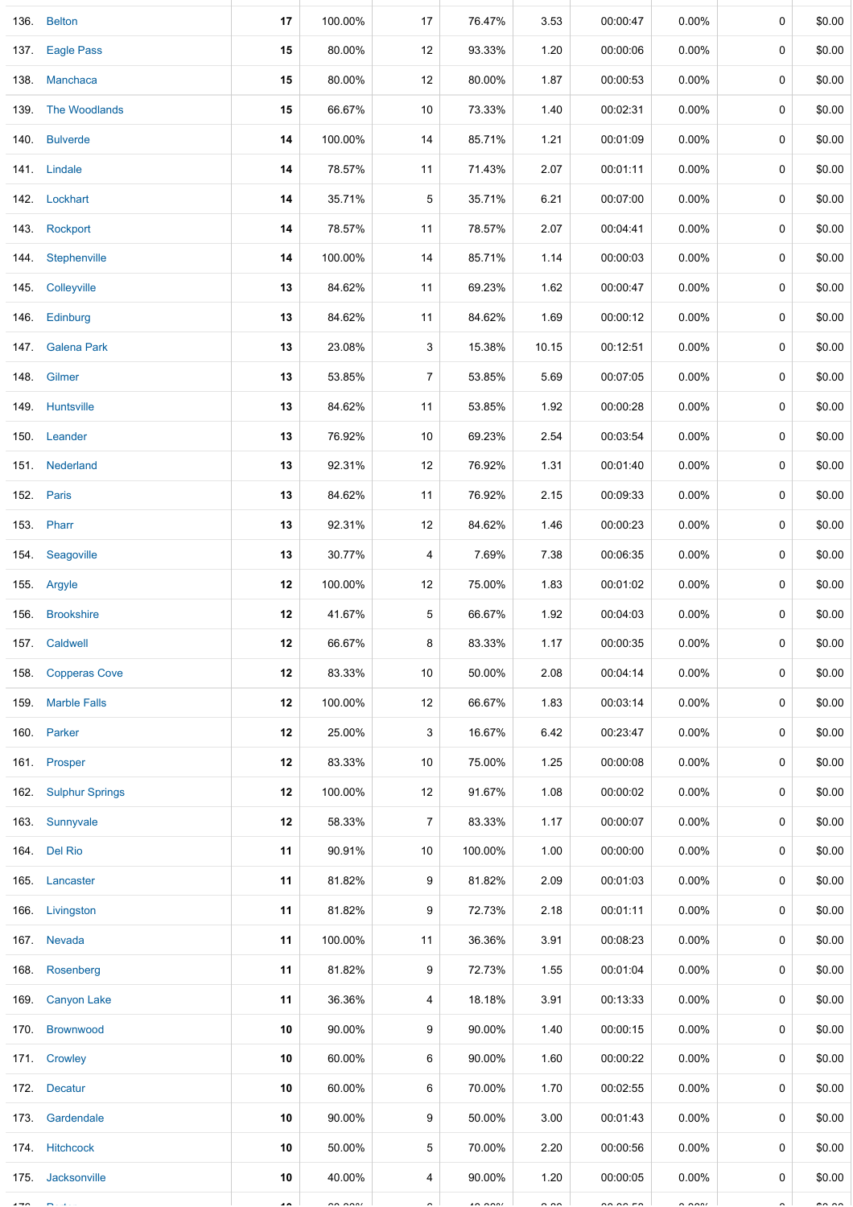| | | | | | | | | | |
|---|---|---|---|---|---|---|---|---|---|
| 136. | Belton | 17 | 100.00% | 17 | 76.47% | 3.53 | 00:00:47 | 0.00% | 0 | $0.00 |
| 137. | Eagle Pass | 15 | 80.00% | 12 | 93.33% | 1.20 | 00:00:06 | 0.00% | 0 | $0.00 |
| 138. | Manchaca | 15 | 80.00% | 12 | 80.00% | 1.87 | 00:00:53 | 0.00% | 0 | $0.00 |
| 139. | The Woodlands | 15 | 66.67% | 10 | 73.33% | 1.40 | 00:02:31 | 0.00% | 0 | $0.00 |
| 140. | Bulverde | 14 | 100.00% | 14 | 85.71% | 1.21 | 00:01:09 | 0.00% | 0 | $0.00 |
| 141. | Lindale | 14 | 78.57% | 11 | 71.43% | 2.07 | 00:01:11 | 0.00% | 0 | $0.00 |
| 142. | Lockhart | 14 | 35.71% | 5 | 35.71% | 6.21 | 00:07:00 | 0.00% | 0 | $0.00 |
| 143. | Rockport | 14 | 78.57% | 11 | 78.57% | 2.07 | 00:04:41 | 0.00% | 0 | $0.00 |
| 144. | Stephenville | 14 | 100.00% | 14 | 85.71% | 1.14 | 00:00:03 | 0.00% | 0 | $0.00 |
| 145. | Colleyville | 13 | 84.62% | 11 | 69.23% | 1.62 | 00:00:47 | 0.00% | 0 | $0.00 |
| 146. | Edinburg | 13 | 84.62% | 11 | 84.62% | 1.69 | 00:00:12 | 0.00% | 0 | $0.00 |
| 147. | Galena Park | 13 | 23.08% | 3 | 15.38% | 10.15 | 00:12:51 | 0.00% | 0 | $0.00 |
| 148. | Gilmer | 13 | 53.85% | 7 | 53.85% | 5.69 | 00:07:05 | 0.00% | 0 | $0.00 |
| 149. | Huntsville | 13 | 84.62% | 11 | 53.85% | 1.92 | 00:00:28 | 0.00% | 0 | $0.00 |
| 150. | Leander | 13 | 76.92% | 10 | 69.23% | 2.54 | 00:03:54 | 0.00% | 0 | $0.00 |
| 151. | Nederland | 13 | 92.31% | 12 | 76.92% | 1.31 | 00:01:40 | 0.00% | 0 | $0.00 |
| 152. | Paris | 13 | 84.62% | 11 | 76.92% | 2.15 | 00:09:33 | 0.00% | 0 | $0.00 |
| 153. | Pharr | 13 | 92.31% | 12 | 84.62% | 1.46 | 00:00:23 | 0.00% | 0 | $0.00 |
| 154. | Seagoville | 13 | 30.77% | 4 | 7.69% | 7.38 | 00:06:35 | 0.00% | 0 | $0.00 |
| 155. | Argyle | 12 | 100.00% | 12 | 75.00% | 1.83 | 00:01:02 | 0.00% | 0 | $0.00 |
| 156. | Brookshire | 12 | 41.67% | 5 | 66.67% | 1.92 | 00:04:03 | 0.00% | 0 | $0.00 |
| 157. | Caldwell | 12 | 66.67% | 8 | 83.33% | 1.17 | 00:00:35 | 0.00% | 0 | $0.00 |
| 158. | Copperas Cove | 12 | 83.33% | 10 | 50.00% | 2.08 | 00:04:14 | 0.00% | 0 | $0.00 |
| 159. | Marble Falls | 12 | 100.00% | 12 | 66.67% | 1.83 | 00:03:14 | 0.00% | 0 | $0.00 |
| 160. | Parker | 12 | 25.00% | 3 | 16.67% | 6.42 | 00:23:47 | 0.00% | 0 | $0.00 |
| 161. | Prosper | 12 | 83.33% | 10 | 75.00% | 1.25 | 00:00:08 | 0.00% | 0 | $0.00 |
| 162. | Sulphur Springs | 12 | 100.00% | 12 | 91.67% | 1.08 | 00:00:02 | 0.00% | 0 | $0.00 |
| 163. | Sunnyvale | 12 | 58.33% | 7 | 83.33% | 1.17 | 00:00:07 | 0.00% | 0 | $0.00 |
| 164. | Del Rio | 11 | 90.91% | 10 | 100.00% | 1.00 | 00:00:00 | 0.00% | 0 | $0.00 |
| 165. | Lancaster | 11 | 81.82% | 9 | 81.82% | 2.09 | 00:01:03 | 0.00% | 0 | $0.00 |
| 166. | Livingston | 11 | 81.82% | 9 | 72.73% | 2.18 | 00:01:11 | 0.00% | 0 | $0.00 |
| 167. | Nevada | 11 | 100.00% | 11 | 36.36% | 3.91 | 00:08:23 | 0.00% | 0 | $0.00 |
| 168. | Rosenberg | 11 | 81.82% | 9 | 72.73% | 1.55 | 00:01:04 | 0.00% | 0 | $0.00 |
| 169. | Canyon Lake | 11 | 36.36% | 4 | 18.18% | 3.91 | 00:13:33 | 0.00% | 0 | $0.00 |
| 170. | Brownwood | 10 | 90.00% | 9 | 90.00% | 1.40 | 00:00:15 | 0.00% | 0 | $0.00 |
| 171. | Crowley | 10 | 60.00% | 6 | 90.00% | 1.60 | 00:00:22 | 0.00% | 0 | $0.00 |
| 172. | Decatur | 10 | 60.00% | 6 | 70.00% | 1.70 | 00:02:55 | 0.00% | 0 | $0.00 |
| 173. | Gardendale | 10 | 90.00% | 9 | 50.00% | 3.00 | 00:01:43 | 0.00% | 0 | $0.00 |
| 174. | Hitchcock | 10 | 50.00% | 5 | 70.00% | 2.20 | 00:00:56 | 0.00% | 0 | $0.00 |
| 175. | Jacksonville | 10 | 40.00% | 4 | 90.00% | 1.20 | 00:00:05 | 0.00% | 0 | $0.00 |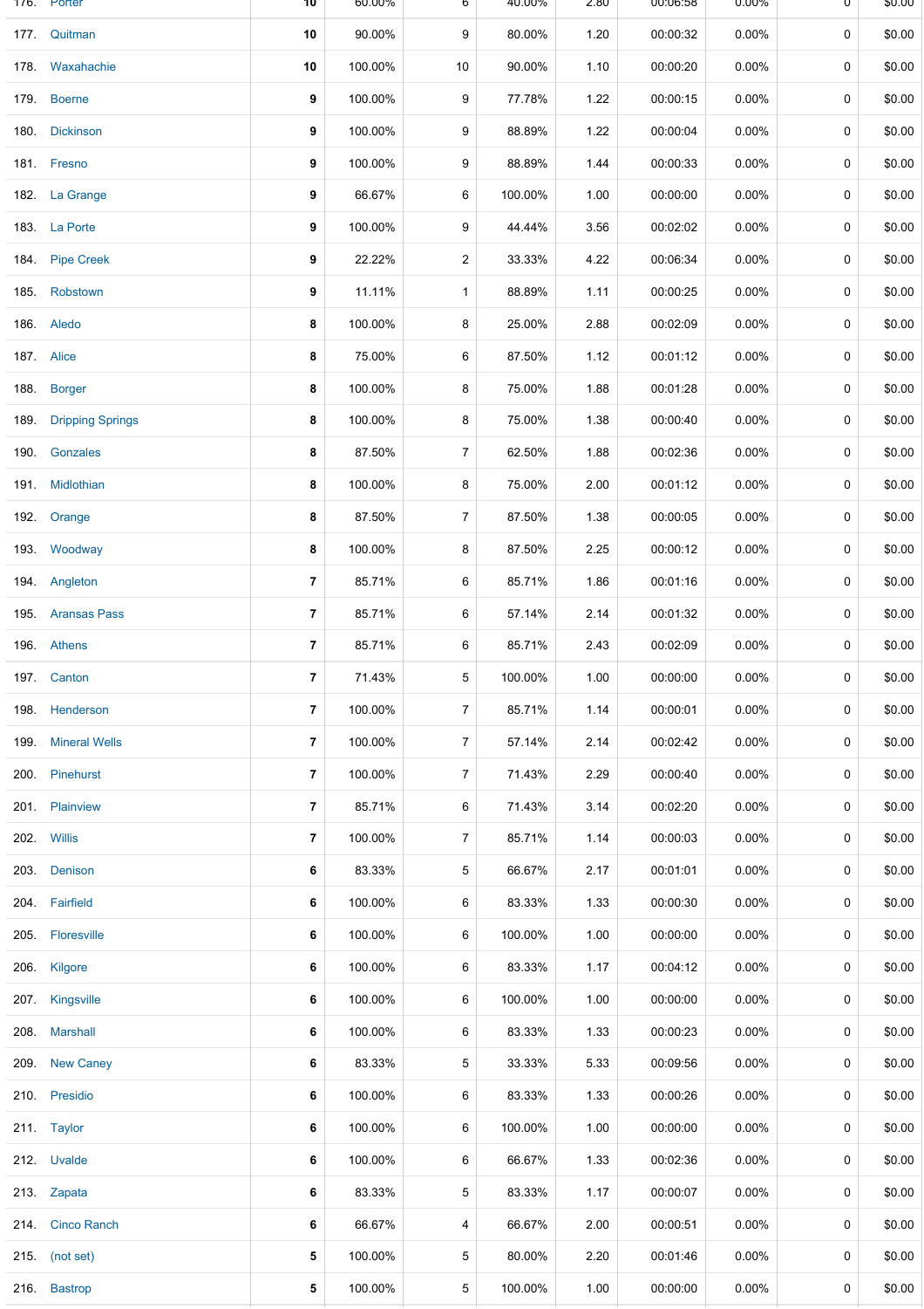| | | | | | | | | | |
|---|---|---|---|---|---|---|---|---|---|
| 176. | Porter | 10 | 60.00% | 6 | 40.00% | 2.80 | 00:06:58 | 0.00% | 0 | $0.00 |
| 177. | Quitman | 10 | 90.00% | 9 | 80.00% | 1.20 | 00:00:32 | 0.00% | 0 | $0.00 |
| 178. | Waxahachie | 10 | 100.00% | 10 | 90.00% | 1.10 | 00:00:20 | 0.00% | 0 | $0.00 |
| 179. | Boerne | 9 | 100.00% | 9 | 77.78% | 1.22 | 00:00:15 | 0.00% | 0 | $0.00 |
| 180. | Dickinson | 9 | 100.00% | 9 | 88.89% | 1.22 | 00:00:04 | 0.00% | 0 | $0.00 |
| 181. | Fresno | 9 | 100.00% | 9 | 88.89% | 1.44 | 00:00:33 | 0.00% | 0 | $0.00 |
| 182. | La Grange | 9 | 66.67% | 6 | 100.00% | 1.00 | 00:00:00 | 0.00% | 0 | $0.00 |
| 183. | La Porte | 9 | 100.00% | 9 | 44.44% | 3.56 | 00:02:02 | 0.00% | 0 | $0.00 |
| 184. | Pipe Creek | 9 | 22.22% | 2 | 33.33% | 4.22 | 00:06:34 | 0.00% | 0 | $0.00 |
| 185. | Robstown | 9 | 11.11% | 1 | 88.89% | 1.11 | 00:00:25 | 0.00% | 0 | $0.00 |
| 186. | Aledo | 8 | 100.00% | 8 | 25.00% | 2.88 | 00:02:09 | 0.00% | 0 | $0.00 |
| 187. | Alice | 8 | 75.00% | 6 | 87.50% | 1.12 | 00:01:12 | 0.00% | 0 | $0.00 |
| 188. | Borger | 8 | 100.00% | 8 | 75.00% | 1.88 | 00:01:28 | 0.00% | 0 | $0.00 |
| 189. | Dripping Springs | 8 | 100.00% | 8 | 75.00% | 1.38 | 00:00:40 | 0.00% | 0 | $0.00 |
| 190. | Gonzales | 8 | 87.50% | 7 | 62.50% | 1.88 | 00:02:36 | 0.00% | 0 | $0.00 |
| 191. | Midlothian | 8 | 100.00% | 8 | 75.00% | 2.00 | 00:01:12 | 0.00% | 0 | $0.00 |
| 192. | Orange | 8 | 87.50% | 7 | 87.50% | 1.38 | 00:00:05 | 0.00% | 0 | $0.00 |
| 193. | Woodway | 8 | 100.00% | 8 | 87.50% | 2.25 | 00:00:12 | 0.00% | 0 | $0.00 |
| 194. | Angleton | 7 | 85.71% | 6 | 85.71% | 1.86 | 00:01:16 | 0.00% | 0 | $0.00 |
| 195. | Aransas Pass | 7 | 85.71% | 6 | 57.14% | 2.14 | 00:01:32 | 0.00% | 0 | $0.00 |
| 196. | Athens | 7 | 85.71% | 6 | 85.71% | 2.43 | 00:02:09 | 0.00% | 0 | $0.00 |
| 197. | Canton | 7 | 71.43% | 5 | 100.00% | 1.00 | 00:00:00 | 0.00% | 0 | $0.00 |
| 198. | Henderson | 7 | 100.00% | 7 | 85.71% | 1.14 | 00:00:01 | 0.00% | 0 | $0.00 |
| 199. | Mineral Wells | 7 | 100.00% | 7 | 57.14% | 2.14 | 00:02:42 | 0.00% | 0 | $0.00 |
| 200. | Pinehurst | 7 | 100.00% | 7 | 71.43% | 2.29 | 00:00:40 | 0.00% | 0 | $0.00 |
| 201. | Plainview | 7 | 85.71% | 6 | 71.43% | 3.14 | 00:02:20 | 0.00% | 0 | $0.00 |
| 202. | Willis | 7 | 100.00% | 7 | 85.71% | 1.14 | 00:00:03 | 0.00% | 0 | $0.00 |
| 203. | Denison | 6 | 83.33% | 5 | 66.67% | 2.17 | 00:01:01 | 0.00% | 0 | $0.00 |
| 204. | Fairfield | 6 | 100.00% | 6 | 83.33% | 1.33 | 00:00:30 | 0.00% | 0 | $0.00 |
| 205. | Floresville | 6 | 100.00% | 6 | 100.00% | 1.00 | 00:00:00 | 0.00% | 0 | $0.00 |
| 206. | Kilgore | 6 | 100.00% | 6 | 83.33% | 1.17 | 00:04:12 | 0.00% | 0 | $0.00 |
| 207. | Kingsville | 6 | 100.00% | 6 | 100.00% | 1.00 | 00:00:00 | 0.00% | 0 | $0.00 |
| 208. | Marshall | 6 | 100.00% | 6 | 83.33% | 1.33 | 00:00:23 | 0.00% | 0 | $0.00 |
| 209. | New Caney | 6 | 83.33% | 5 | 33.33% | 5.33 | 00:09:56 | 0.00% | 0 | $0.00 |
| 210. | Presidio | 6 | 100.00% | 6 | 83.33% | 1.33 | 00:00:26 | 0.00% | 0 | $0.00 |
| 211. | Taylor | 6 | 100.00% | 6 | 100.00% | 1.00 | 00:00:00 | 0.00% | 0 | $0.00 |
| 212. | Uvalde | 6 | 100.00% | 6 | 66.67% | 1.33 | 00:02:36 | 0.00% | 0 | $0.00 |
| 213. | Zapata | 6 | 83.33% | 5 | 83.33% | 1.17 | 00:00:07 | 0.00% | 0 | $0.00 |
| 214. | Cinco Ranch | 6 | 66.67% | 4 | 66.67% | 2.00 | 00:00:51 | 0.00% | 0 | $0.00 |
| 215. | (not set) | 5 | 100.00% | 5 | 80.00% | 2.20 | 00:01:46 | 0.00% | 0 | $0.00 |
| 216. | Bastrop | 5 | 100.00% | 5 | 100.00% | 1.00 | 00:00:00 | 0.00% | 0 | $0.00 |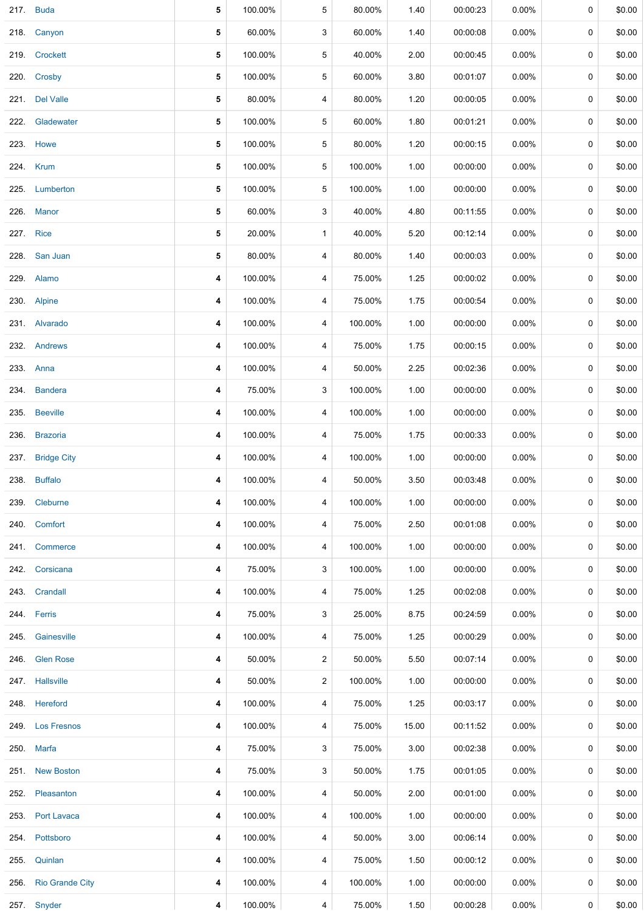| | | | | | | | | | | |
|---|---|---|---|---|---|---|---|---|---|---|
| 217. | Buda | 5 | 100.00% | 5 | 80.00% | 1.40 | 00:00:23 | 0.00% | 0 | $0.00 |
| 218. | Canyon | 5 | 60.00% | 3 | 60.00% | 1.40 | 00:00:08 | 0.00% | 0 | $0.00 |
| 219. | Crockett | 5 | 100.00% | 5 | 40.00% | 2.00 | 00:00:45 | 0.00% | 0 | $0.00 |
| 220. | Crosby | 5 | 100.00% | 5 | 60.00% | 3.80 | 00:01:07 | 0.00% | 0 | $0.00 |
| 221. | Del Valle | 5 | 80.00% | 4 | 80.00% | 1.20 | 00:00:05 | 0.00% | 0 | $0.00 |
| 222. | Gladewater | 5 | 100.00% | 5 | 60.00% | 1.80 | 00:01:21 | 0.00% | 0 | $0.00 |
| 223. | Howe | 5 | 100.00% | 5 | 80.00% | 1.20 | 00:00:15 | 0.00% | 0 | $0.00 |
| 224. | Krum | 5 | 100.00% | 5 | 100.00% | 1.00 | 00:00:00 | 0.00% | 0 | $0.00 |
| 225. | Lumberton | 5 | 100.00% | 5 | 100.00% | 1.00 | 00:00:00 | 0.00% | 0 | $0.00 |
| 226. | Manor | 5 | 60.00% | 3 | 40.00% | 4.80 | 00:11:55 | 0.00% | 0 | $0.00 |
| 227. | Rice | 5 | 20.00% | 1 | 40.00% | 5.20 | 00:12:14 | 0.00% | 0 | $0.00 |
| 228. | San Juan | 5 | 80.00% | 4 | 80.00% | 1.40 | 00:00:03 | 0.00% | 0 | $0.00 |
| 229. | Alamo | 4 | 100.00% | 4 | 75.00% | 1.25 | 00:00:02 | 0.00% | 0 | $0.00 |
| 230. | Alpine | 4 | 100.00% | 4 | 75.00% | 1.75 | 00:00:54 | 0.00% | 0 | $0.00 |
| 231. | Alvarado | 4 | 100.00% | 4 | 100.00% | 1.00 | 00:00:00 | 0.00% | 0 | $0.00 |
| 232. | Andrews | 4 | 100.00% | 4 | 75.00% | 1.75 | 00:00:15 | 0.00% | 0 | $0.00 |
| 233. | Anna | 4 | 100.00% | 4 | 50.00% | 2.25 | 00:02:36 | 0.00% | 0 | $0.00 |
| 234. | Bandera | 4 | 75.00% | 3 | 100.00% | 1.00 | 00:00:00 | 0.00% | 0 | $0.00 |
| 235. | Beeville | 4 | 100.00% | 4 | 100.00% | 1.00 | 00:00:00 | 0.00% | 0 | $0.00 |
| 236. | Brazoria | 4 | 100.00% | 4 | 75.00% | 1.75 | 00:00:33 | 0.00% | 0 | $0.00 |
| 237. | Bridge City | 4 | 100.00% | 4 | 100.00% | 1.00 | 00:00:00 | 0.00% | 0 | $0.00 |
| 238. | Buffalo | 4 | 100.00% | 4 | 50.00% | 3.50 | 00:03:48 | 0.00% | 0 | $0.00 |
| 239. | Cleburne | 4 | 100.00% | 4 | 100.00% | 1.00 | 00:00:00 | 0.00% | 0 | $0.00 |
| 240. | Comfort | 4 | 100.00% | 4 | 75.00% | 2.50 | 00:01:08 | 0.00% | 0 | $0.00 |
| 241. | Commerce | 4 | 100.00% | 4 | 100.00% | 1.00 | 00:00:00 | 0.00% | 0 | $0.00 |
| 242. | Corsicana | 4 | 75.00% | 3 | 100.00% | 1.00 | 00:00:00 | 0.00% | 0 | $0.00 |
| 243. | Crandall | 4 | 100.00% | 4 | 75.00% | 1.25 | 00:02:08 | 0.00% | 0 | $0.00 |
| 244. | Ferris | 4 | 75.00% | 3 | 25.00% | 8.75 | 00:24:59 | 0.00% | 0 | $0.00 |
| 245. | Gainesville | 4 | 100.00% | 4 | 75.00% | 1.25 | 00:00:29 | 0.00% | 0 | $0.00 |
| 246. | Glen Rose | 4 | 50.00% | 2 | 50.00% | 5.50 | 00:07:14 | 0.00% | 0 | $0.00 |
| 247. | Hallsville | 4 | 50.00% | 2 | 100.00% | 1.00 | 00:00:00 | 0.00% | 0 | $0.00 |
| 248. | Hereford | 4 | 100.00% | 4 | 75.00% | 1.25 | 00:03:17 | 0.00% | 0 | $0.00 |
| 249. | Los Fresnos | 4 | 100.00% | 4 | 75.00% | 15.00 | 00:11:52 | 0.00% | 0 | $0.00 |
| 250. | Marfa | 4 | 75.00% | 3 | 75.00% | 3.00 | 00:02:38 | 0.00% | 0 | $0.00 |
| 251. | New Boston | 4 | 75.00% | 3 | 50.00% | 1.75 | 00:01:05 | 0.00% | 0 | $0.00 |
| 252. | Pleasanton | 4 | 100.00% | 4 | 50.00% | 2.00 | 00:01:00 | 0.00% | 0 | $0.00 |
| 253. | Port Lavaca | 4 | 100.00% | 4 | 100.00% | 1.00 | 00:00:00 | 0.00% | 0 | $0.00 |
| 254. | Pottsboro | 4 | 100.00% | 4 | 50.00% | 3.00 | 00:06:14 | 0.00% | 0 | $0.00 |
| 255. | Quinlan | 4 | 100.00% | 4 | 75.00% | 1.50 | 00:00:12 | 0.00% | 0 | $0.00 |
| 256. | Rio Grande City | 4 | 100.00% | 4 | 100.00% | 1.00 | 00:00:00 | 0.00% | 0 | $0.00 |
| 257. | Snyder | 4 | 100.00% | 4 | 75.00% | 1.50 | 00:00:28 | 0.00% | 0 | $0.00 |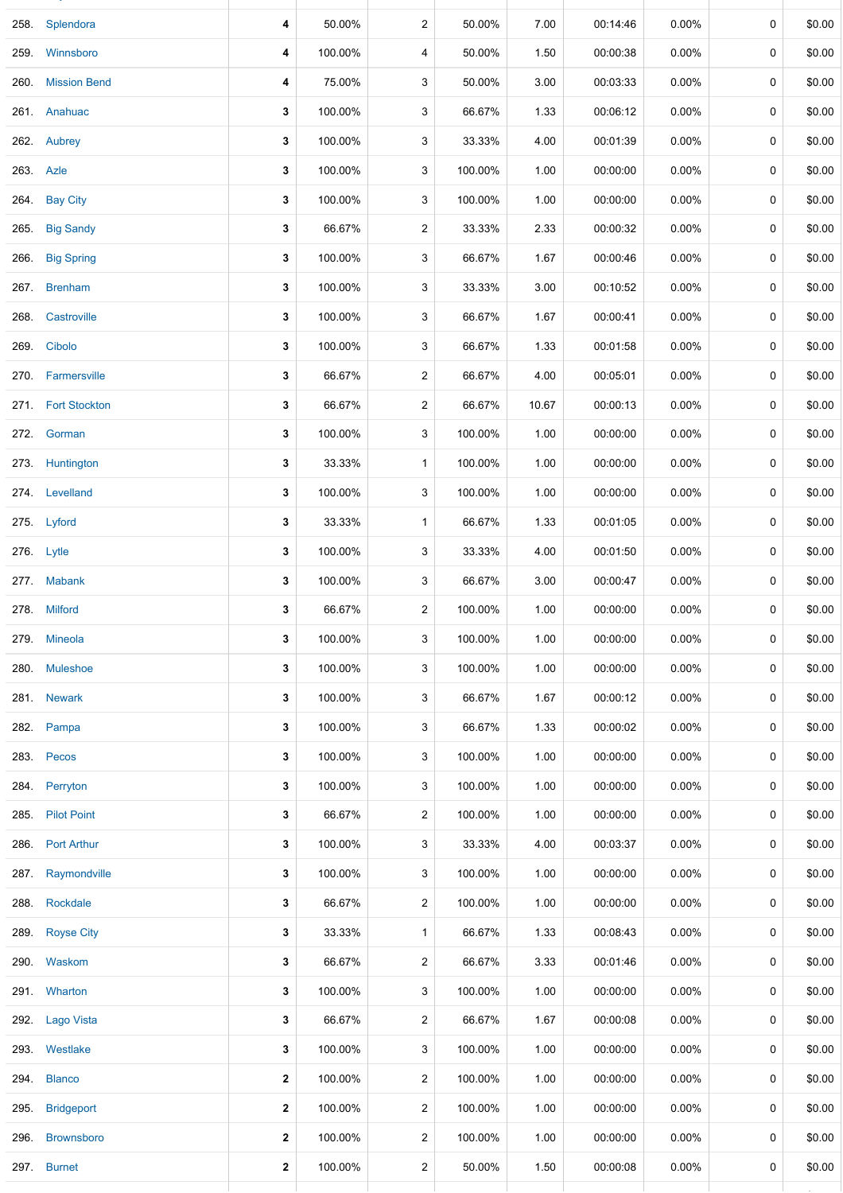| | | | | | | | | | |
|---|---|---|---|---|---|---|---|---|---|
| 258. | Splendora | **4** | 50.00% | 2 | 50.00% | 7.00 | 00:14:46 | 0.00% | 0 | $0.00 |
| 259. | Winnsboro | **4** | 100.00% | 4 | 50.00% | 1.50 | 00:00:38 | 0.00% | 0 | $0.00 |
| 260. | Mission Bend | **4** | 75.00% | 3 | 50.00% | 3.00 | 00:03:33 | 0.00% | 0 | $0.00 |
| 261. | Anahuac | **3** | 100.00% | 3 | 66.67% | 1.33 | 00:06:12 | 0.00% | 0 | $0.00 |
| 262. | Aubrey | **3** | 100.00% | 3 | 33.33% | 4.00 | 00:01:39 | 0.00% | 0 | $0.00 |
| 263. | Azle | **3** | 100.00% | 3 | 100.00% | 1.00 | 00:00:00 | 0.00% | 0 | $0.00 |
| 264. | Bay City | **3** | 100.00% | 3 | 100.00% | 1.00 | 00:00:00 | 0.00% | 0 | $0.00 |
| 265. | Big Sandy | **3** | 66.67% | 2 | 33.33% | 2.33 | 00:00:32 | 0.00% | 0 | $0.00 |
| 266. | Big Spring | **3** | 100.00% | 3 | 66.67% | 1.67 | 00:00:46 | 0.00% | 0 | $0.00 |
| 267. | Brenham | **3** | 100.00% | 3 | 33.33% | 3.00 | 00:10:52 | 0.00% | 0 | $0.00 |
| 268. | Castroville | **3** | 100.00% | 3 | 66.67% | 1.67 | 00:00:41 | 0.00% | 0 | $0.00 |
| 269. | Cibolo | **3** | 100.00% | 3 | 66.67% | 1.33 | 00:01:58 | 0.00% | 0 | $0.00 |
| 270. | Farmersville | **3** | 66.67% | 2 | 66.67% | 4.00 | 00:05:01 | 0.00% | 0 | $0.00 |
| 271. | Fort Stockton | **3** | 66.67% | 2 | 66.67% | 10.67 | 00:00:13 | 0.00% | 0 | $0.00 |
| 272. | Gorman | **3** | 100.00% | 3 | 100.00% | 1.00 | 00:00:00 | 0.00% | 0 | $0.00 |
| 273. | Huntington | **3** | 33.33% | 1 | 100.00% | 1.00 | 00:00:00 | 0.00% | 0 | $0.00 |
| 274. | Levelland | **3** | 100.00% | 3 | 100.00% | 1.00 | 00:00:00 | 0.00% | 0 | $0.00 |
| 275. | Lyford | **3** | 33.33% | 1 | 66.67% | 1.33 | 00:01:05 | 0.00% | 0 | $0.00 |
| 276. | Lytle | **3** | 100.00% | 3 | 33.33% | 4.00 | 00:01:50 | 0.00% | 0 | $0.00 |
| 277. | Mabank | **3** | 100.00% | 3 | 66.67% | 3.00 | 00:00:47 | 0.00% | 0 | $0.00 |
| 278. | Milford | **3** | 66.67% | 2 | 100.00% | 1.00 | 00:00:00 | 0.00% | 0 | $0.00 |
| 279. | Mineola | **3** | 100.00% | 3 | 100.00% | 1.00 | 00:00:00 | 0.00% | 0 | $0.00 |
| 280. | Muleshoe | **3** | 100.00% | 3 | 100.00% | 1.00 | 00:00:00 | 0.00% | 0 | $0.00 |
| 281. | Newark | **3** | 100.00% | 3 | 66.67% | 1.67 | 00:00:12 | 0.00% | 0 | $0.00 |
| 282. | Pampa | **3** | 100.00% | 3 | 66.67% | 1.33 | 00:00:02 | 0.00% | 0 | $0.00 |
| 283. | Pecos | **3** | 100.00% | 3 | 100.00% | 1.00 | 00:00:00 | 0.00% | 0 | $0.00 |
| 284. | Perryton | **3** | 100.00% | 3 | 100.00% | 1.00 | 00:00:00 | 0.00% | 0 | $0.00 |
| 285. | Pilot Point | **3** | 66.67% | 2 | 100.00% | 1.00 | 00:00:00 | 0.00% | 0 | $0.00 |
| 286. | Port Arthur | **3** | 100.00% | 3 | 33.33% | 4.00 | 00:03:37 | 0.00% | 0 | $0.00 |
| 287. | Raymondville | **3** | 100.00% | 3 | 100.00% | 1.00 | 00:00:00 | 0.00% | 0 | $0.00 |
| 288. | Rockdale | **3** | 66.67% | 2 | 100.00% | 1.00 | 00:00:00 | 0.00% | 0 | $0.00 |
| 289. | Royse City | **3** | 33.33% | 1 | 66.67% | 1.33 | 00:08:43 | 0.00% | 0 | $0.00 |
| 290. | Waskom | **3** | 66.67% | 2 | 66.67% | 3.33 | 00:01:46 | 0.00% | 0 | $0.00 |
| 291. | Wharton | **3** | 100.00% | 3 | 100.00% | 1.00 | 00:00:00 | 0.00% | 0 | $0.00 |
| 292. | Lago Vista | **3** | 66.67% | 2 | 66.67% | 1.67 | 00:00:08 | 0.00% | 0 | $0.00 |
| 293. | Westlake | **3** | 100.00% | 3 | 100.00% | 1.00 | 00:00:00 | 0.00% | 0 | $0.00 |
| 294. | Blanco | **2** | 100.00% | 2 | 100.00% | 1.00 | 00:00:00 | 0.00% | 0 | $0.00 |
| 295. | Bridgeport | **2** | 100.00% | 2 | 100.00% | 1.00 | 00:00:00 | 0.00% | 0 | $0.00 |
| 296. | Brownsboro | **2** | 100.00% | 2 | 100.00% | 1.00 | 00:00:00 | 0.00% | 0 | $0.00 |
| 297. | Burnet | **2** | 100.00% | 2 | 50.00% | 1.50 | 00:00:08 | 0.00% | 0 | $0.00 |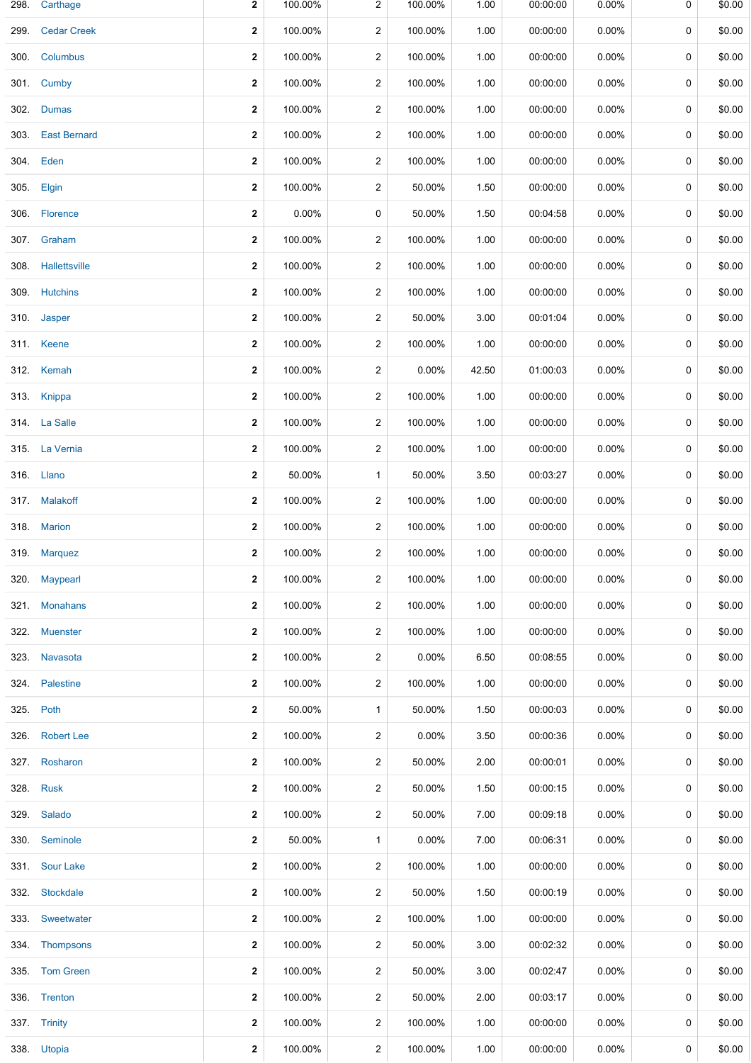| | | | | | | | | | | |
|---|---|---|---|---|---|---|---|---|---|---|
| 298. | Carthage | 2 | 100.00% | 2 | 100.00% | 1.00 | 00:00:00 | 0.00% | 0 | $0.00 |
| 299. | Cedar Creek | 2 | 100.00% | 2 | 100.00% | 1.00 | 00:00:00 | 0.00% | 0 | $0.00 |
| 300. | Columbus | 2 | 100.00% | 2 | 100.00% | 1.00 | 00:00:00 | 0.00% | 0 | $0.00 |
| 301. | Cumby | 2 | 100.00% | 2 | 100.00% | 1.00 | 00:00:00 | 0.00% | 0 | $0.00 |
| 302. | Dumas | 2 | 100.00% | 2 | 100.00% | 1.00 | 00:00:00 | 0.00% | 0 | $0.00 |
| 303. | East Bernard | 2 | 100.00% | 2 | 100.00% | 1.00 | 00:00:00 | 0.00% | 0 | $0.00 |
| 304. | Eden | 2 | 100.00% | 2 | 100.00% | 1.00 | 00:00:00 | 0.00% | 0 | $0.00 |
| 305. | Elgin | 2 | 100.00% | 2 | 50.00% | 1.50 | 00:00:00 | 0.00% | 0 | $0.00 |
| 306. | Florence | 2 | 0.00% | 0 | 50.00% | 1.50 | 00:04:58 | 0.00% | 0 | $0.00 |
| 307. | Graham | 2 | 100.00% | 2 | 100.00% | 1.00 | 00:00:00 | 0.00% | 0 | $0.00 |
| 308. | Hallettsville | 2 | 100.00% | 2 | 100.00% | 1.00 | 00:00:00 | 0.00% | 0 | $0.00 |
| 309. | Hutchins | 2 | 100.00% | 2 | 100.00% | 1.00 | 00:00:00 | 0.00% | 0 | $0.00 |
| 310. | Jasper | 2 | 100.00% | 2 | 50.00% | 3.00 | 00:01:04 | 0.00% | 0 | $0.00 |
| 311. | Keene | 2 | 100.00% | 2 | 100.00% | 1.00 | 00:00:00 | 0.00% | 0 | $0.00 |
| 312. | Kemah | 2 | 100.00% | 2 | 0.00% | 42.50 | 01:00:03 | 0.00% | 0 | $0.00 |
| 313. | Knippa | 2 | 100.00% | 2 | 100.00% | 1.00 | 00:00:00 | 0.00% | 0 | $0.00 |
| 314. | La Salle | 2 | 100.00% | 2 | 100.00% | 1.00 | 00:00:00 | 0.00% | 0 | $0.00 |
| 315. | La Vernia | 2 | 100.00% | 2 | 100.00% | 1.00 | 00:00:00 | 0.00% | 0 | $0.00 |
| 316. | Llano | 2 | 50.00% | 1 | 50.00% | 3.50 | 00:03:27 | 0.00% | 0 | $0.00 |
| 317. | Malakoff | 2 | 100.00% | 2 | 100.00% | 1.00 | 00:00:00 | 0.00% | 0 | $0.00 |
| 318. | Marion | 2 | 100.00% | 2 | 100.00% | 1.00 | 00:00:00 | 0.00% | 0 | $0.00 |
| 319. | Marquez | 2 | 100.00% | 2 | 100.00% | 1.00 | 00:00:00 | 0.00% | 0 | $0.00 |
| 320. | Maypearl | 2 | 100.00% | 2 | 100.00% | 1.00 | 00:00:00 | 0.00% | 0 | $0.00 |
| 321. | Monahans | 2 | 100.00% | 2 | 100.00% | 1.00 | 00:00:00 | 0.00% | 0 | $0.00 |
| 322. | Muenster | 2 | 100.00% | 2 | 100.00% | 1.00 | 00:00:00 | 0.00% | 0 | $0.00 |
| 323. | Navasota | 2 | 100.00% | 2 | 0.00% | 6.50 | 00:08:55 | 0.00% | 0 | $0.00 |
| 324. | Palestine | 2 | 100.00% | 2 | 100.00% | 1.00 | 00:00:00 | 0.00% | 0 | $0.00 |
| 325. | Poth | 2 | 50.00% | 1 | 50.00% | 1.50 | 00:00:03 | 0.00% | 0 | $0.00 |
| 326. | Robert Lee | 2 | 100.00% | 2 | 0.00% | 3.50 | 00:00:36 | 0.00% | 0 | $0.00 |
| 327. | Rosharon | 2 | 100.00% | 2 | 50.00% | 2.00 | 00:00:01 | 0.00% | 0 | $0.00 |
| 328. | Rusk | 2 | 100.00% | 2 | 50.00% | 1.50 | 00:00:15 | 0.00% | 0 | $0.00 |
| 329. | Salado | 2 | 100.00% | 2 | 50.00% | 7.00 | 00:09:18 | 0.00% | 0 | $0.00 |
| 330. | Seminole | 2 | 50.00% | 1 | 0.00% | 7.00 | 00:06:31 | 0.00% | 0 | $0.00 |
| 331. | Sour Lake | 2 | 100.00% | 2 | 100.00% | 1.00 | 00:00:00 | 0.00% | 0 | $0.00 |
| 332. | Stockdale | 2 | 100.00% | 2 | 50.00% | 1.50 | 00:00:19 | 0.00% | 0 | $0.00 |
| 333. | Sweetwater | 2 | 100.00% | 2 | 100.00% | 1.00 | 00:00:00 | 0.00% | 0 | $0.00 |
| 334. | Thompsons | 2 | 100.00% | 2 | 50.00% | 3.00 | 00:02:32 | 0.00% | 0 | $0.00 |
| 335. | Tom Green | 2 | 100.00% | 2 | 50.00% | 3.00 | 00:02:47 | 0.00% | 0 | $0.00 |
| 336. | Trenton | 2 | 100.00% | 2 | 50.00% | 2.00 | 00:03:17 | 0.00% | 0 | $0.00 |
| 337. | Trinity | 2 | 100.00% | 2 | 100.00% | 1.00 | 00:00:00 | 0.00% | 0 | $0.00 |
| 338. | Utopia | 2 | 100.00% | 2 | 100.00% | 1.00 | 00:00:00 | 0.00% | 0 | $0.00 |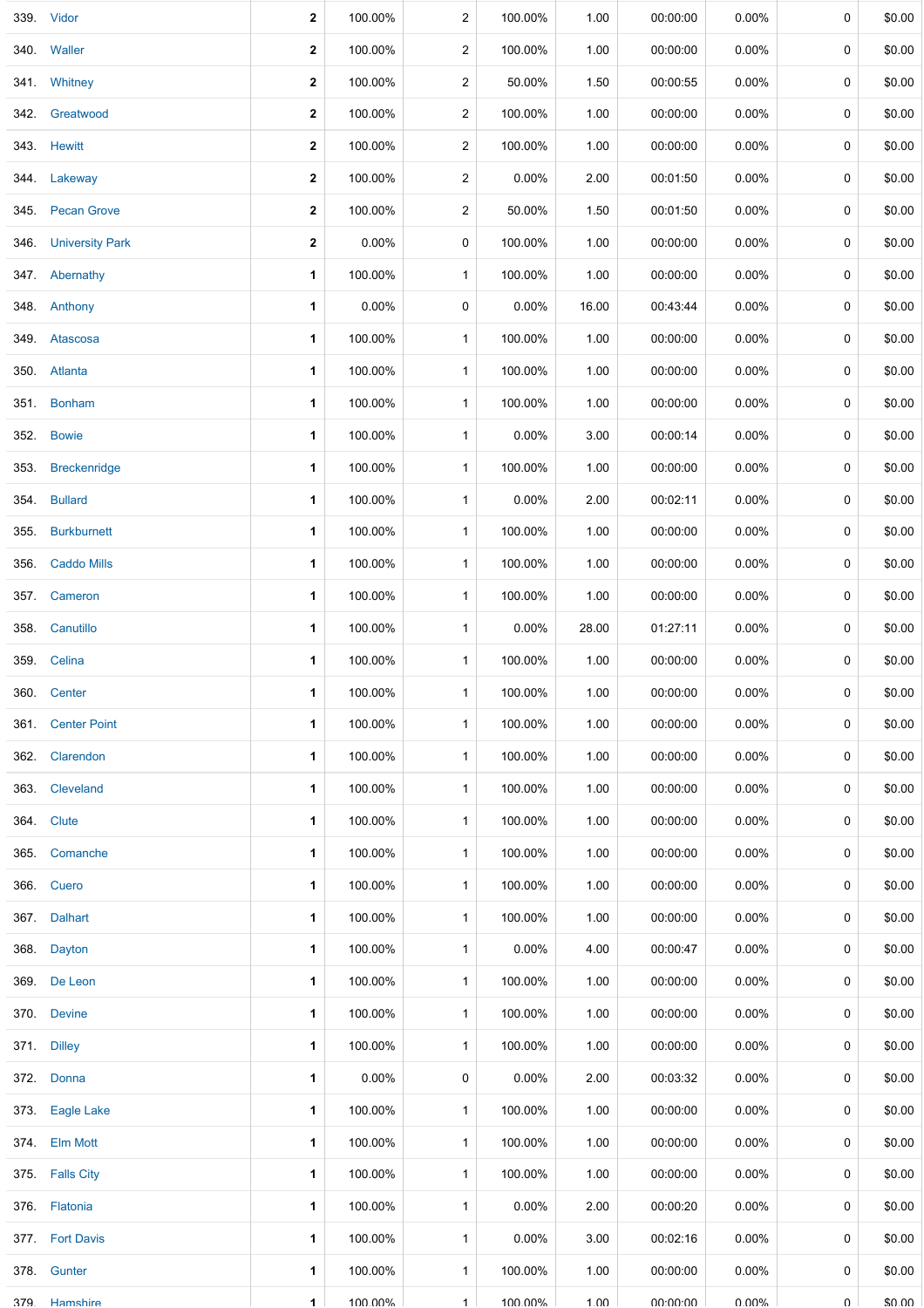| | | | | | | | | | |
|---|---|---|---|---|---|---|---|---|---|
| 339. | Vidor | **2** | 100.00% | 2 | 100.00% | 1.00 | 00:00:00 | 0.00% | 0 | $0.00 |
| 340. | Waller | **2** | 100.00% | 2 | 100.00% | 1.00 | 00:00:00 | 0.00% | 0 | $0.00 |
| 341. | Whitney | **2** | 100.00% | 2 | 50.00% | 1.50 | 00:00:55 | 0.00% | 0 | $0.00 |
| 342. | Greatwood | **2** | 100.00% | 2 | 100.00% | 1.00 | 00:00:00 | 0.00% | 0 | $0.00 |
| 343. | Hewitt | **2** | 100.00% | 2 | 100.00% | 1.00 | 00:00:00 | 0.00% | 0 | $0.00 |
| 344. | Lakeway | **2** | 100.00% | 2 | 0.00% | 2.00 | 00:01:50 | 0.00% | 0 | $0.00 |
| 345. | Pecan Grove | **2** | 100.00% | 2 | 50.00% | 1.50 | 00:01:50 | 0.00% | 0 | $0.00 |
| 346. | University Park | **2** | 0.00% | 0 | 100.00% | 1.00 | 00:00:00 | 0.00% | 0 | $0.00 |
| 347. | Abernathy | **1** | 100.00% | 1 | 100.00% | 1.00 | 00:00:00 | 0.00% | 0 | $0.00 |
| 348. | Anthony | **1** | 0.00% | 0 | 0.00% | 16.00 | 00:43:44 | 0.00% | 0 | $0.00 |
| 349. | Atascosa | **1** | 100.00% | 1 | 100.00% | 1.00 | 00:00:00 | 0.00% | 0 | $0.00 |
| 350. | Atlanta | **1** | 100.00% | 1 | 100.00% | 1.00 | 00:00:00 | 0.00% | 0 | $0.00 |
| 351. | Bonham | **1** | 100.00% | 1 | 100.00% | 1.00 | 00:00:00 | 0.00% | 0 | $0.00 |
| 352. | Bowie | **1** | 100.00% | 1 | 0.00% | 3.00 | 00:00:14 | 0.00% | 0 | $0.00 |
| 353. | Breckenridge | **1** | 100.00% | 1 | 100.00% | 1.00 | 00:00:00 | 0.00% | 0 | $0.00 |
| 354. | Bullard | **1** | 100.00% | 1 | 0.00% | 2.00 | 00:02:11 | 0.00% | 0 | $0.00 |
| 355. | Burkburnett | **1** | 100.00% | 1 | 100.00% | 1.00 | 00:00:00 | 0.00% | 0 | $0.00 |
| 356. | Caddo Mills | **1** | 100.00% | 1 | 100.00% | 1.00 | 00:00:00 | 0.00% | 0 | $0.00 |
| 357. | Cameron | **1** | 100.00% | 1 | 100.00% | 1.00 | 00:00:00 | 0.00% | 0 | $0.00 |
| 358. | Canutillo | **1** | 100.00% | 1 | 0.00% | 28.00 | 01:27:11 | 0.00% | 0 | $0.00 |
| 359. | Celina | **1** | 100.00% | 1 | 100.00% | 1.00 | 00:00:00 | 0.00% | 0 | $0.00 |
| 360. | Center | **1** | 100.00% | 1 | 100.00% | 1.00 | 00:00:00 | 0.00% | 0 | $0.00 |
| 361. | Center Point | **1** | 100.00% | 1 | 100.00% | 1.00 | 00:00:00 | 0.00% | 0 | $0.00 |
| 362. | Clarendon | **1** | 100.00% | 1 | 100.00% | 1.00 | 00:00:00 | 0.00% | 0 | $0.00 |
| 363. | Cleveland | **1** | 100.00% | 1 | 100.00% | 1.00 | 00:00:00 | 0.00% | 0 | $0.00 |
| 364. | Clute | **1** | 100.00% | 1 | 100.00% | 1.00 | 00:00:00 | 0.00% | 0 | $0.00 |
| 365. | Comanche | **1** | 100.00% | 1 | 100.00% | 1.00 | 00:00:00 | 0.00% | 0 | $0.00 |
| 366. | Cuero | **1** | 100.00% | 1 | 100.00% | 1.00 | 00:00:00 | 0.00% | 0 | $0.00 |
| 367. | Dalhart | **1** | 100.00% | 1 | 100.00% | 1.00 | 00:00:00 | 0.00% | 0 | $0.00 |
| 368. | Dayton | **1** | 100.00% | 1 | 0.00% | 4.00 | 00:00:47 | 0.00% | 0 | $0.00 |
| 369. | De Leon | **1** | 100.00% | 1 | 100.00% | 1.00 | 00:00:00 | 0.00% | 0 | $0.00 |
| 370. | Devine | **1** | 100.00% | 1 | 100.00% | 1.00 | 00:00:00 | 0.00% | 0 | $0.00 |
| 371. | Dilley | **1** | 100.00% | 1 | 100.00% | 1.00 | 00:00:00 | 0.00% | 0 | $0.00 |
| 372. | Donna | **1** | 0.00% | 0 | 0.00% | 2.00 | 00:03:32 | 0.00% | 0 | $0.00 |
| 373. | Eagle Lake | **1** | 100.00% | 1 | 100.00% | 1.00 | 00:00:00 | 0.00% | 0 | $0.00 |
| 374. | Elm Mott | **1** | 100.00% | 1 | 100.00% | 1.00 | 00:00:00 | 0.00% | 0 | $0.00 |
| 375. | Falls City | **1** | 100.00% | 1 | 100.00% | 1.00 | 00:00:00 | 0.00% | 0 | $0.00 |
| 376. | Flatonia | **1** | 100.00% | 1 | 0.00% | 2.00 | 00:00:20 | 0.00% | 0 | $0.00 |
| 377. | Fort Davis | **1** | 100.00% | 1 | 0.00% | 3.00 | 00:02:16 | 0.00% | 0 | $0.00 |
| 378. | Gunter | **1** | 100.00% | 1 | 100.00% | 1.00 | 00:00:00 | 0.00% | 0 | $0.00 |
| 379. | Hamshire | **1** | 100.00% | 1 | 100.00% | 1.00 | 00:00:00 | 0.00% | 0 | $0.00 |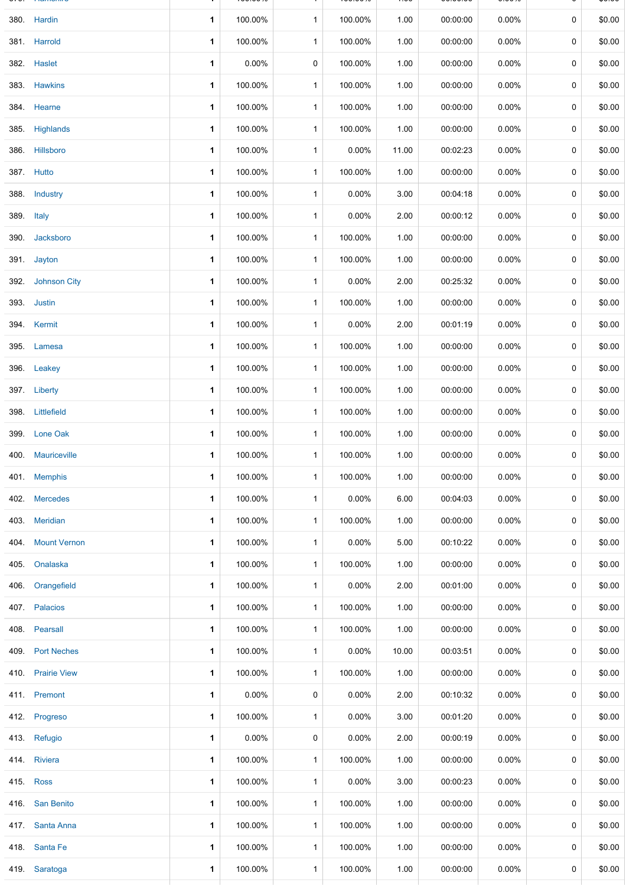| | | | | | | | | | |
|---|---|---|---|---|---|---|---|---|---|
| 380. | Hardin | 1 | 100.00% | 1 | 100.00% | 1.00 | 00:00:00 | 0.00% | 0 | $0.00 |
| 381. | Harrold | 1 | 100.00% | 1 | 100.00% | 1.00 | 00:00:00 | 0.00% | 0 | $0.00 |
| 382. | Haslet | 1 | 0.00% | 0 | 100.00% | 1.00 | 00:00:00 | 0.00% | 0 | $0.00 |
| 383. | Hawkins | 1 | 100.00% | 1 | 100.00% | 1.00 | 00:00:00 | 0.00% | 0 | $0.00 |
| 384. | Hearne | 1 | 100.00% | 1 | 100.00% | 1.00 | 00:00:00 | 0.00% | 0 | $0.00 |
| 385. | Highlands | 1 | 100.00% | 1 | 100.00% | 1.00 | 00:00:00 | 0.00% | 0 | $0.00 |
| 386. | Hillsboro | 1 | 100.00% | 1 | 0.00% | 11.00 | 00:02:23 | 0.00% | 0 | $0.00 |
| 387. | Hutto | 1 | 100.00% | 1 | 100.00% | 1.00 | 00:00:00 | 0.00% | 0 | $0.00 |
| 388. | Industry | 1 | 100.00% | 1 | 0.00% | 3.00 | 00:04:18 | 0.00% | 0 | $0.00 |
| 389. | Italy | 1 | 100.00% | 1 | 0.00% | 2.00 | 00:00:12 | 0.00% | 0 | $0.00 |
| 390. | Jacksboro | 1 | 100.00% | 1 | 100.00% | 1.00 | 00:00:00 | 0.00% | 0 | $0.00 |
| 391. | Jayton | 1 | 100.00% | 1 | 100.00% | 1.00 | 00:00:00 | 0.00% | 0 | $0.00 |
| 392. | Johnson City | 1 | 100.00% | 1 | 0.00% | 2.00 | 00:25:32 | 0.00% | 0 | $0.00 |
| 393. | Justin | 1 | 100.00% | 1 | 100.00% | 1.00 | 00:00:00 | 0.00% | 0 | $0.00 |
| 394. | Kermit | 1 | 100.00% | 1 | 0.00% | 2.00 | 00:01:19 | 0.00% | 0 | $0.00 |
| 395. | Lamesa | 1 | 100.00% | 1 | 100.00% | 1.00 | 00:00:00 | 0.00% | 0 | $0.00 |
| 396. | Leakey | 1 | 100.00% | 1 | 100.00% | 1.00 | 00:00:00 | 0.00% | 0 | $0.00 |
| 397. | Liberty | 1 | 100.00% | 1 | 100.00% | 1.00 | 00:00:00 | 0.00% | 0 | $0.00 |
| 398. | Littlefield | 1 | 100.00% | 1 | 100.00% | 1.00 | 00:00:00 | 0.00% | 0 | $0.00 |
| 399. | Lone Oak | 1 | 100.00% | 1 | 100.00% | 1.00 | 00:00:00 | 0.00% | 0 | $0.00 |
| 400. | Mauriceville | 1 | 100.00% | 1 | 100.00% | 1.00 | 00:00:00 | 0.00% | 0 | $0.00 |
| 401. | Memphis | 1 | 100.00% | 1 | 100.00% | 1.00 | 00:00:00 | 0.00% | 0 | $0.00 |
| 402. | Mercedes | 1 | 100.00% | 1 | 0.00% | 6.00 | 00:04:03 | 0.00% | 0 | $0.00 |
| 403. | Meridian | 1 | 100.00% | 1 | 100.00% | 1.00 | 00:00:00 | 0.00% | 0 | $0.00 |
| 404. | Mount Vernon | 1 | 100.00% | 1 | 0.00% | 5.00 | 00:10:22 | 0.00% | 0 | $0.00 |
| 405. | Onalaska | 1 | 100.00% | 1 | 100.00% | 1.00 | 00:00:00 | 0.00% | 0 | $0.00 |
| 406. | Orangefield | 1 | 100.00% | 1 | 0.00% | 2.00 | 00:01:00 | 0.00% | 0 | $0.00 |
| 407. | Palacios | 1 | 100.00% | 1 | 100.00% | 1.00 | 00:00:00 | 0.00% | 0 | $0.00 |
| 408. | Pearsall | 1 | 100.00% | 1 | 100.00% | 1.00 | 00:00:00 | 0.00% | 0 | $0.00 |
| 409. | Port Neches | 1 | 100.00% | 1 | 0.00% | 10.00 | 00:03:51 | 0.00% | 0 | $0.00 |
| 410. | Prairie View | 1 | 100.00% | 1 | 100.00% | 1.00 | 00:00:00 | 0.00% | 0 | $0.00 |
| 411. | Premont | 1 | 0.00% | 0 | 0.00% | 2.00 | 00:10:32 | 0.00% | 0 | $0.00 |
| 412. | Progreso | 1 | 100.00% | 1 | 0.00% | 3.00 | 00:01:20 | 0.00% | 0 | $0.00 |
| 413. | Refugio | 1 | 0.00% | 0 | 0.00% | 2.00 | 00:00:19 | 0.00% | 0 | $0.00 |
| 414. | Riviera | 1 | 100.00% | 1 | 100.00% | 1.00 | 00:00:00 | 0.00% | 0 | $0.00 |
| 415. | Ross | 1 | 100.00% | 1 | 0.00% | 3.00 | 00:00:23 | 0.00% | 0 | $0.00 |
| 416. | San Benito | 1 | 100.00% | 1 | 100.00% | 1.00 | 00:00:00 | 0.00% | 0 | $0.00 |
| 417. | Santa Anna | 1 | 100.00% | 1 | 100.00% | 1.00 | 00:00:00 | 0.00% | 0 | $0.00 |
| 418. | Santa Fe | 1 | 100.00% | 1 | 100.00% | 1.00 | 00:00:00 | 0.00% | 0 | $0.00 |
| 419. | Saratoga | 1 | 100.00% | 1 | 100.00% | 1.00 | 00:00:00 | 0.00% | 0 | $0.00 |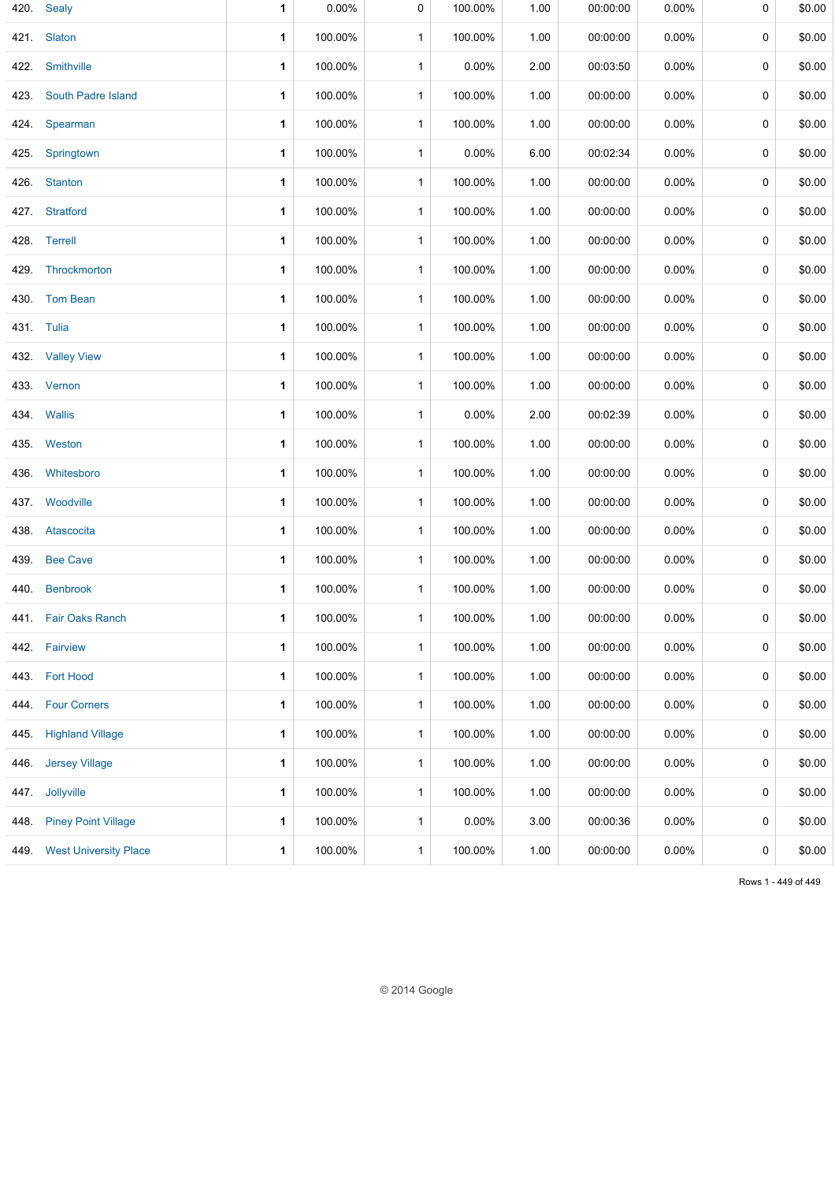| | | | | | | | | | | |
|---|---|---|---|---|---|---|---|---|---|---|
| 420. | Sealy | 1 | 0.00% | 0 | 100.00% | 1.00 | 00:00:00 | 0.00% | 0 | $0.00 |
| 421. | Slaton | 1 | 100.00% | 1 | 100.00% | 1.00 | 00:00:00 | 0.00% | 0 | $0.00 |
| 422. | Smithville | 1 | 100.00% | 1 | 0.00% | 2.00 | 00:03:50 | 0.00% | 0 | $0.00 |
| 423. | South Padre Island | 1 | 100.00% | 1 | 100.00% | 1.00 | 00:00:00 | 0.00% | 0 | $0.00 |
| 424. | Spearman | 1 | 100.00% | 1 | 100.00% | 1.00 | 00:00:00 | 0.00% | 0 | $0.00 |
| 425. | Springtown | 1 | 100.00% | 1 | 0.00% | 6.00 | 00:02:34 | 0.00% | 0 | $0.00 |
| 426. | Stanton | 1 | 100.00% | 1 | 100.00% | 1.00 | 00:00:00 | 0.00% | 0 | $0.00 |
| 427. | Stratford | 1 | 100.00% | 1 | 100.00% | 1.00 | 00:00:00 | 0.00% | 0 | $0.00 |
| 428. | Terrell | 1 | 100.00% | 1 | 100.00% | 1.00 | 00:00:00 | 0.00% | 0 | $0.00 |
| 429. | Throckmorton | 1 | 100.00% | 1 | 100.00% | 1.00 | 00:00:00 | 0.00% | 0 | $0.00 |
| 430. | Tom Bean | 1 | 100.00% | 1 | 100.00% | 1.00 | 00:00:00 | 0.00% | 0 | $0.00 |
| 431. | Tulia | 1 | 100.00% | 1 | 100.00% | 1.00 | 00:00:00 | 0.00% | 0 | $0.00 |
| 432. | Valley View | 1 | 100.00% | 1 | 100.00% | 1.00 | 00:00:00 | 0.00% | 0 | $0.00 |
| 433. | Vernon | 1 | 100.00% | 1 | 100.00% | 1.00 | 00:00:00 | 0.00% | 0 | $0.00 |
| 434. | Wallis | 1 | 100.00% | 1 | 0.00% | 2.00 | 00:02:39 | 0.00% | 0 | $0.00 |
| 435. | Weston | 1 | 100.00% | 1 | 100.00% | 1.00 | 00:00:00 | 0.00% | 0 | $0.00 |
| 436. | Whitesboro | 1 | 100.00% | 1 | 100.00% | 1.00 | 00:00:00 | 0.00% | 0 | $0.00 |
| 437. | Woodville | 1 | 100.00% | 1 | 100.00% | 1.00 | 00:00:00 | 0.00% | 0 | $0.00 |
| 438. | Atascocita | 1 | 100.00% | 1 | 100.00% | 1.00 | 00:00:00 | 0.00% | 0 | $0.00 |
| 439. | Bee Cave | 1 | 100.00% | 1 | 100.00% | 1.00 | 00:00:00 | 0.00% | 0 | $0.00 |
| 440. | Benbrook | 1 | 100.00% | 1 | 100.00% | 1.00 | 00:00:00 | 0.00% | 0 | $0.00 |
| 441. | Fair Oaks Ranch | 1 | 100.00% | 1 | 100.00% | 1.00 | 00:00:00 | 0.00% | 0 | $0.00 |
| 442. | Fairview | 1 | 100.00% | 1 | 100.00% | 1.00 | 00:00:00 | 0.00% | 0 | $0.00 |
| 443. | Fort Hood | 1 | 100.00% | 1 | 100.00% | 1.00 | 00:00:00 | 0.00% | 0 | $0.00 |
| 444. | Four Corners | 1 | 100.00% | 1 | 100.00% | 1.00 | 00:00:00 | 0.00% | 0 | $0.00 |
| 445. | Highland Village | 1 | 100.00% | 1 | 100.00% | 1.00 | 00:00:00 | 0.00% | 0 | $0.00 |
| 446. | Jersey Village | 1 | 100.00% | 1 | 100.00% | 1.00 | 00:00:00 | 0.00% | 0 | $0.00 |
| 447. | Jollyville | 1 | 100.00% | 1 | 100.00% | 1.00 | 00:00:00 | 0.00% | 0 | $0.00 |
| 448. | Piney Point Village | 1 | 100.00% | 1 | 0.00% | 3.00 | 00:00:36 | 0.00% | 0 | $0.00 |
| 449. | West University Place | 1 | 100.00% | 1 | 100.00% | 1.00 | 00:00:00 | 0.00% | 0 | $0.00 |

Rows 1 - 449 of 449

© 2014 Google